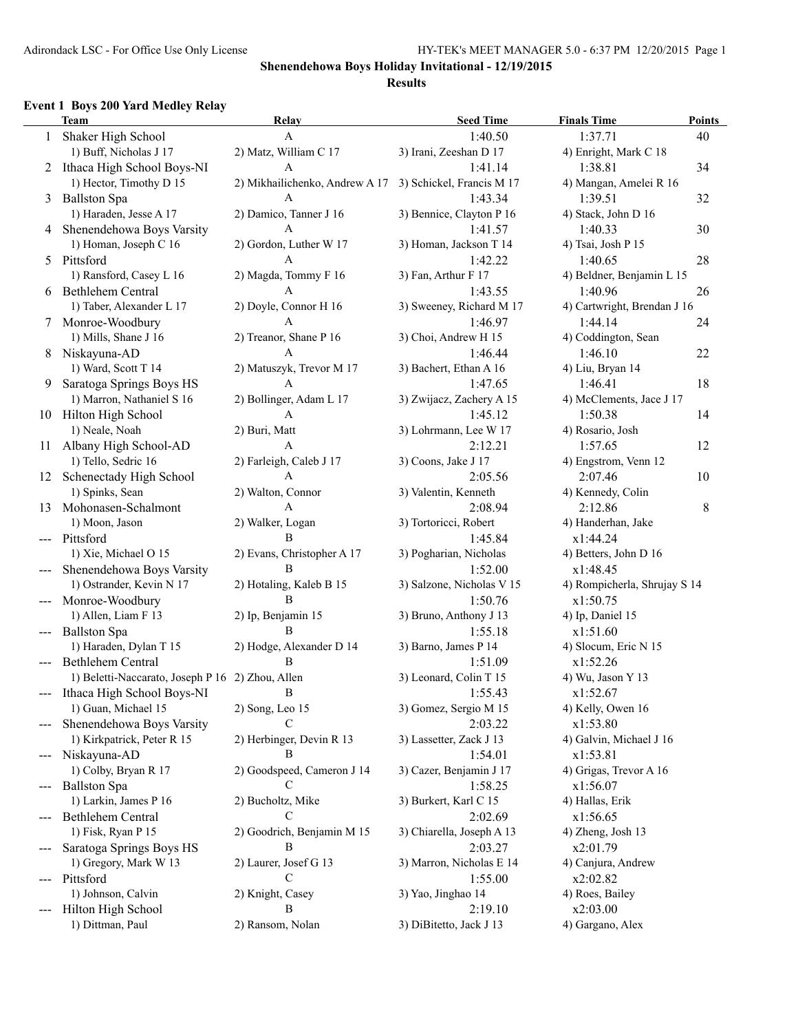## Shenendehowa Boys Holiday Invitational - 12/19/2015

### Results

#### Event 1 Boys 200 Yard Medley Relay

| | Team | Relay | Seed Time | Finals Time | Points |
|---|---|---|---|---|---|
| 1 | Shaker High School | A | 1:40.50 | 1:37.71 | 40 |
| | 1) Buff, Nicholas J 17 | 2) Matz, William C 17 | 3) Irani, Zeeshan D 17 | 4) Enright, Mark C 18 | |
| 2 | Ithaca High School Boys-NI | A | 1:41.14 | 1:38.81 | 34 |
| | 1) Hector, Timothy D 15 | 2) Mikhailichenko, Andrew A 17 | 3) Schickel, Francis M 17 | 4) Mangan, Amelei R 16 | |
| 3 | Ballston Spa | A | 1:43.34 | 1:39.51 | 32 |
| | 1) Haraden, Jesse A 17 | 2) Damico, Tanner J 16 | 3) Bennice, Clayton P 16 | 4) Stack, John D 16 | |
| 4 | Shenendehowa Boys Varsity | A | 1:41.57 | 1:40.33 | 30 |
| | 1) Homan, Joseph C 16 | 2) Gordon, Luther W 17 | 3) Homan, Jackson T 14 | 4) Tsai, Josh P 15 | |
| 5 | Pittsford | A | 1:42.22 | 1:40.65 | 28 |
| | 1) Ransford, Casey L 16 | 2) Magda, Tommy F 16 | 3) Fan, Arthur F 17 | 4) Beldner, Benjamin L 15 | |
| 6 | Bethlehem Central | A | 1:43.55 | 1:40.96 | 26 |
| | 1) Taber, Alexander L 17 | 2) Doyle, Connor H 16 | 3) Sweeney, Richard M 17 | 4) Cartwright, Brendan J 16 | |
| 7 | Monroe-Woodbury | A | 1:46.97 | 1:44.14 | 24 |
| | 1) Mills, Shane J 16 | 2) Treanor, Shane P 16 | 3) Choi, Andrew H 15 | 4) Coddington, Sean | |
| 8 | Niskayuna-AD | A | 1:46.44 | 1:46.10 | 22 |
| | 1) Ward, Scott T 14 | 2) Matuszyk, Trevor M 17 | 3) Bachert, Ethan A 16 | 4) Liu, Bryan 14 | |
| 9 | Saratoga Springs Boys HS | A | 1:47.65 | 1:46.41 | 18 |
| | 1) Marron, Nathaniel S 16 | 2) Bollinger, Adam L 17 | 3) Zwijacz, Zachery A 15 | 4) McClements, Jace J 17 | |
| 10 | Hilton High School | A | 1:45.12 | 1:50.38 | 14 |
| | 1) Neale, Noah | 2) Buri, Matt | 3) Lohrmann, Lee W 17 | 4) Rosario, Josh | |
| 11 | Albany High School-AD | A | 2:12.21 | 1:57.65 | 12 |
| | 1) Tello, Sedric 16 | 2) Farleigh, Caleb J 17 | 3) Coons, Jake J 17 | 4) Engstrom, Venn 12 | |
| 12 | Schenectady High School | A | 2:05.56 | 2:07.46 | 10 |
| | 1) Spinks, Sean | 2) Walton, Connor | 3) Valentin, Kenneth | 4) Kennedy, Colin | |
| 13 | Mohonasen-Schalmont | A | 2:08.94 | 2:12.86 | 8 |
| | 1) Moon, Jason | 2) Walker, Logan | 3) Tortoricci, Robert | 4) Handerhan, Jake | |
| --- | Pittsford | B | 1:45.84 | x1:44.24 | |
| | 1) Xie, Michael O 15 | 2) Evans, Christopher A 17 | 3) Pogharian, Nicholas | 4) Betters, John D 16 | |
| --- | Shenendehowa Boys Varsity | B | 1:52.00 | x1:48.45 | |
| | 1) Ostrander, Kevin N 17 | 2) Hotaling, Kaleb B 15 | 3) Salzone, Nicholas V 15 | 4) Rompicherla, Shrujay S 14 | |
| --- | Monroe-Woodbury | B | 1:50.76 | x1:50.75 | |
| | 1) Allen, Liam F 13 | 2) Ip, Benjamin 15 | 3) Bruno, Anthony J 13 | 4) Ip, Daniel 15 | |
| --- | Ballston Spa | B | 1:55.18 | x1:51.60 | |
| | 1) Haraden, Dylan T 15 | 2) Hodge, Alexander D 14 | 3) Barno, James P 14 | 4) Slocum, Eric N 15 | |
| --- | Bethlehem Central | B | 1:51.09 | x1:52.26 | |
| | 1) Beletti-Naccarato, Joseph P 16 | 2) Zhou, Allen | 3) Leonard, Colin T 15 | 4) Wu, Jason Y 13 | |
| --- | Ithaca High School Boys-NI | B | 1:55.43 | x1:52.67 | |
| | 1) Guan, Michael 15 | 2) Song, Leo 15 | 3) Gomez, Sergio M 15 | 4) Kelly, Owen 16 | |
| --- | Shenendehowa Boys Varsity | C | 2:03.22 | x1:53.80 | |
| | 1) Kirkpatrick, Peter R 15 | 2) Herbinger, Devin R 13 | 3) Lassetter, Zack J 13 | 4) Galvin, Michael J 16 | |
| --- | Niskayuna-AD | B | 1:54.01 | x1:53.81 | |
| | 1) Colby, Bryan R 17 | 2) Goodspeed, Cameron J 14 | 3) Cazer, Benjamin J 17 | 4) Grigas, Trevor A 16 | |
| --- | Ballston Spa | C | 1:58.25 | x1:56.07 | |
| | 1) Larkin, James P 16 | 2) Bucholtz, Mike | 3) Burkert, Karl C 15 | 4) Hallas, Erik | |
| --- | Bethlehem Central | C | 2:02.69 | x1:56.65 | |
| | 1) Fisk, Ryan P 15 | 2) Goodrich, Benjamin M 15 | 3) Chiarella, Joseph A 13 | 4) Zheng, Josh 13 | |
| --- | Saratoga Springs Boys HS | B | 2:03.27 | x2:01.79 | |
| | 1) Gregory, Mark W 13 | 2) Laurer, Josef G 13 | 3) Marron, Nicholas E 14 | 4) Canjura, Andrew | |
| --- | Pittsford | C | 1:55.00 | x2:02.82 | |
| | 1) Johnson, Calvin | 2) Knight, Casey | 3) Yao, Jinghao 14 | 4) Roes, Bailey | |
| --- | Hilton High School | B | 2:19.10 | x2:03.00 | |
| | 1) Dittman, Paul | 2) Ransom, Nolan | 3) DiBitetto, Jack J 13 | 4) Gargano, Alex | |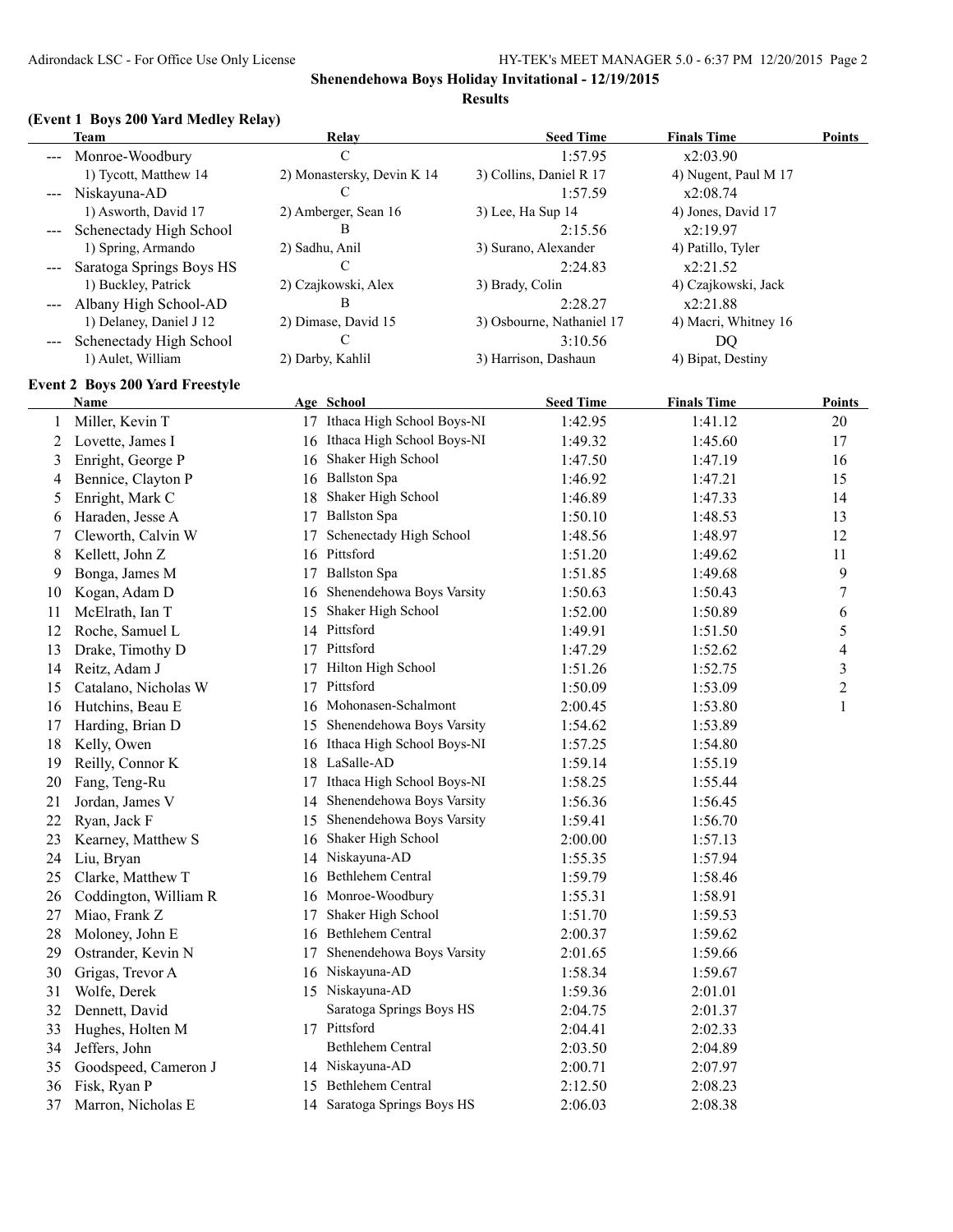## Shenendehowa Boys Holiday Invitational - 12/19/2015

### Results

**(Event 1 Boys 200 Yard Medley Relay)**

| | Team | Relay | Seed Time | Finals Time | Points |
|---|---|---|---|---|---|
| --- | Monroe-Woodbury | C | 1:57.95 | x2:03.90 | |
| | 1) Tycott, Matthew 14 | 2) Monastersky, Devin K 14 | 3) Collins, Daniel R 17 | 4) Nugent, Paul M 17 | |
| --- | Niskayuna-AD | C | 1:57.59 | x2:08.74 | |
| | 1) Asworth, David 17 | 2) Amberger, Sean 16 | 3) Lee, Ha Sup 14 | 4) Jones, David 17 | |
| --- | Schenectady High School | B | 2:15.56 | x2:19.97 | |
| | 1) Spring, Armando | 2) Sadhu, Anil | 3) Surano, Alexander | 4) Patillo, Tyler | |
| --- | Saratoga Springs Boys HS | C | 2:24.83 | x2:21.52 | |
| | 1) Buckley, Patrick | 2) Czajkowski, Alex | 3) Brady, Colin | 4) Czajkowski, Jack | |
| --- | Albany High School-AD | B | 2:28.27 | x2:21.88 | |
| | 1) Delaney, Daniel J 12 | 2) Dimase, David 15 | 3) Osbourne, Nathaniel 17 | 4) Macri, Whitney 16 | |
| --- | Schenectady High School | C | 3:10.56 | DQ | |
| | 1) Aulet, William | 2) Darby, Kahlil | 3) Harrison, Dashaun | 4) Bipat, Destiny | |

**Event 2 Boys 200 Yard Freestyle**

| | Name | Age | School | Seed Time | Finals Time | Points |
|---|---|---|---|---|---|---|
| 1 | Miller, Kevin T | 17 | Ithaca High School Boys-NI | 1:42.95 | 1:41.12 | 20 |
| 2 | Lovette, James I | 16 | Ithaca High School Boys-NI | 1:49.32 | 1:45.60 | 17 |
| 3 | Enright, George P | 16 | Shaker High School | 1:47.50 | 1:47.19 | 16 |
| 4 | Bennice, Clayton P | 16 | Ballston Spa | 1:46.92 | 1:47.21 | 15 |
| 5 | Enright, Mark C | 18 | Shaker High School | 1:46.89 | 1:47.33 | 14 |
| 6 | Haraden, Jesse A | 17 | Ballston Spa | 1:50.10 | 1:48.53 | 13 |
| 7 | Cleworth, Calvin W | 17 | Schenectady High School | 1:48.56 | 1:48.97 | 12 |
| 8 | Kellett, John Z | 16 | Pittsford | 1:51.20 | 1:49.62 | 11 |
| 9 | Bonga, James M | 17 | Ballston Spa | 1:51.85 | 1:49.68 | 9 |
| 10 | Kogan, Adam D | 16 | Shenendehowa Boys Varsity | 1:50.63 | 1:50.43 | 7 |
| 11 | McElrath, Ian T | 15 | Shaker High School | 1:52.00 | 1:50.89 | 6 |
| 12 | Roche, Samuel L | 14 | Pittsford | 1:49.91 | 1:51.50 | 5 |
| 13 | Drake, Timothy D | 17 | Pittsford | 1:47.29 | 1:52.62 | 4 |
| 14 | Reitz, Adam J | 17 | Hilton High School | 1:51.26 | 1:52.75 | 3 |
| 15 | Catalano, Nicholas W | 17 | Pittsford | 1:50.09 | 1:53.09 | 2 |
| 16 | Hutchins, Beau E | 16 | Mohonasen-Schalmont | 2:00.45 | 1:53.80 | 1 |
| 17 | Harding, Brian D | 15 | Shenendehowa Boys Varsity | 1:54.62 | 1:53.89 | |
| 18 | Kelly, Owen | 16 | Ithaca High School Boys-NI | 1:57.25 | 1:54.80 | |
| 19 | Reilly, Connor K | 18 | LaSalle-AD | 1:59.14 | 1:55.19 | |
| 20 | Fang, Teng-Ru | 17 | Ithaca High School Boys-NI | 1:58.25 | 1:55.44 | |
| 21 | Jordan, James V | 14 | Shenendehowa Boys Varsity | 1:56.36 | 1:56.45 | |
| 22 | Ryan, Jack F | 15 | Shenendehowa Boys Varsity | 1:59.41 | 1:56.70 | |
| 23 | Kearney, Matthew S | 16 | Shaker High School | 2:00.00 | 1:57.13 | |
| 24 | Liu, Bryan | 14 | Niskayuna-AD | 1:55.35 | 1:57.94 | |
| 25 | Clarke, Matthew T | 16 | Bethlehem Central | 1:59.79 | 1:58.46 | |
| 26 | Coddington, William R | 16 | Monroe-Woodbury | 1:55.31 | 1:58.91 | |
| 27 | Miao, Frank Z | 17 | Shaker High School | 1:51.70 | 1:59.53 | |
| 28 | Moloney, John E | 16 | Bethlehem Central | 2:00.37 | 1:59.62 | |
| 29 | Ostrander, Kevin N | 17 | Shenendehowa Boys Varsity | 2:01.65 | 1:59.66 | |
| 30 | Grigas, Trevor A | 16 | Niskayuna-AD | 1:58.34 | 1:59.67 | |
| 31 | Wolfe, Derek | 15 | Niskayuna-AD | 1:59.36 | 2:01.01 | |
| 32 | Dennett, David | | Saratoga Springs Boys HS | 2:04.75 | 2:01.37 | |
| 33 | Hughes, Holten M | 17 | Pittsford | 2:04.41 | 2:02.33 | |
| 34 | Jeffers, John | | Bethlehem Central | 2:03.50 | 2:04.89 | |
| 35 | Goodspeed, Cameron J | 14 | Niskayuna-AD | 2:00.71 | 2:07.97 | |
| 36 | Fisk, Ryan P | 15 | Bethlehem Central | 2:12.50 | 2:08.23 | |
| 37 | Marron, Nicholas E | 14 | Saratoga Springs Boys HS | 2:06.03 | 2:08.38 | |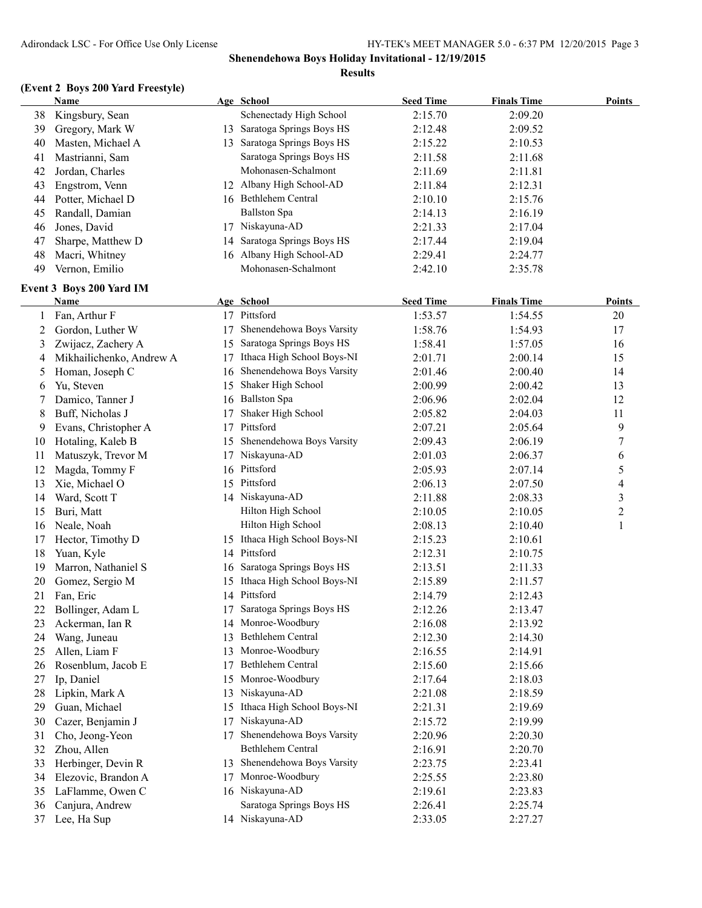## Shenendehowa Boys Holiday Invitational - 12/19/2015

### Results

### (Event 2 Boys 200 Yard Freestyle)

| | Name | Age | School | Seed Time | Finals Time | Points |
|---|---|---|---|---|---|---|
| 38 | Kingsbury, Sean | | Schenectady High School | 2:15.70 | 2:09.20 | |
| 39 | Gregory, Mark W | 13 | Saratoga Springs Boys HS | 2:12.48 | 2:09.52 | |
| 40 | Masten, Michael A | 13 | Saratoga Springs Boys HS | 2:15.22 | 2:10.53 | |
| 41 | Mastrianni, Sam | | Saratoga Springs Boys HS | 2:11.58 | 2:11.68 | |
| 42 | Jordan, Charles | | Mohonasen-Schalmont | 2:11.69 | 2:11.81 | |
| 43 | Engstrom, Venn | 12 | Albany High School-AD | 2:11.84 | 2:12.31 | |
| 44 | Potter, Michael D | 16 | Bethlehem Central | 2:10.10 | 2:15.76 | |
| 45 | Randall, Damian | | Ballston Spa | 2:14.13 | 2:16.19 | |
| 46 | Jones, David | 17 | Niskayuna-AD | 2:21.33 | 2:17.04 | |
| 47 | Sharpe, Matthew D | 14 | Saratoga Springs Boys HS | 2:17.44 | 2:19.04 | |
| 48 | Macri, Whitney | 16 | Albany High School-AD | 2:29.41 | 2:24.77 | |
| 49 | Vernon, Emilio | | Mohonasen-Schalmont | 2:42.10 | 2:35.78 | |

### Event 3 Boys 200 Yard IM

| | Name | Age | School | Seed Time | Finals Time | Points |
|---|---|---|---|---|---|---|
| 1 | Fan, Arthur F | 17 | Pittsford | 1:53.57 | 1:54.55 | 20 |
| 2 | Gordon, Luther W | 17 | Shenendehowa Boys Varsity | 1:58.76 | 1:54.93 | 17 |
| 3 | Zwijacz, Zachery A | 15 | Saratoga Springs Boys HS | 1:58.41 | 1:57.05 | 16 |
| 4 | Mikhailichenko, Andrew A | 17 | Ithaca High School Boys-NI | 2:01.71 | 2:00.14 | 15 |
| 5 | Homan, Joseph C | 16 | Shenendehowa Boys Varsity | 2:01.46 | 2:00.40 | 14 |
| 6 | Yu, Steven | 15 | Shaker High School | 2:00.99 | 2:00.42 | 13 |
| 7 | Damico, Tanner J | 16 | Ballston Spa | 2:06.96 | 2:02.04 | 12 |
| 8 | Buff, Nicholas J | 17 | Shaker High School | 2:05.82 | 2:04.03 | 11 |
| 9 | Evans, Christopher A | 17 | Pittsford | 2:07.21 | 2:05.64 | 9 |
| 10 | Hotaling, Kaleb B | 15 | Shenendehowa Boys Varsity | 2:09.43 | 2:06.19 | 7 |
| 11 | Matuszyk, Trevor M | 17 | Niskayuna-AD | 2:01.03 | 2:06.37 | 6 |
| 12 | Magda, Tommy F | 16 | Pittsford | 2:05.93 | 2:07.14 | 5 |
| 13 | Xie, Michael O | 15 | Pittsford | 2:06.13 | 2:07.50 | 4 |
| 14 | Ward, Scott T | 14 | Niskayuna-AD | 2:11.88 | 2:08.33 | 3 |
| 15 | Buri, Matt | | Hilton High School | 2:10.05 | 2:10.05 | 2 |
| 16 | Neale, Noah | | Hilton High School | 2:08.13 | 2:10.40 | 1 |
| 17 | Hector, Timothy D | 15 | Ithaca High School Boys-NI | 2:15.23 | 2:10.61 | |
| 18 | Yuan, Kyle | 14 | Pittsford | 2:12.31 | 2:10.75 | |
| 19 | Marron, Nathaniel S | 16 | Saratoga Springs Boys HS | 2:13.51 | 2:11.33 | |
| 20 | Gomez, Sergio M | 15 | Ithaca High School Boys-NI | 2:15.89 | 2:11.57 | |
| 21 | Fan, Eric | 14 | Pittsford | 2:14.79 | 2:12.43 | |
| 22 | Bollinger, Adam L | 17 | Saratoga Springs Boys HS | 2:12.26 | 2:13.47 | |
| 23 | Ackerman, Ian R | 14 | Monroe-Woodbury | 2:16.08 | 2:13.92 | |
| 24 | Wang, Juneau | 13 | Bethlehem Central | 2:12.30 | 2:14.30 | |
| 25 | Allen, Liam F | 13 | Monroe-Woodbury | 2:16.55 | 2:14.91 | |
| 26 | Rosenblum, Jacob E | 17 | Bethlehem Central | 2:15.60 | 2:15.66 | |
| 27 | Ip, Daniel | 15 | Monroe-Woodbury | 2:17.64 | 2:18.03 | |
| 28 | Lipkin, Mark A | 13 | Niskayuna-AD | 2:21.08 | 2:18.59 | |
| 29 | Guan, Michael | 15 | Ithaca High School Boys-NI | 2:21.31 | 2:19.69 | |
| 30 | Cazer, Benjamin J | 17 | Niskayuna-AD | 2:15.72 | 2:19.99 | |
| 31 | Cho, Jeong-Yeon | 17 | Shenendehowa Boys Varsity | 2:20.96 | 2:20.30 | |
| 32 | Zhou, Allen | | Bethlehem Central | 2:16.91 | 2:20.70 | |
| 33 | Herbinger, Devin R | 13 | Shenendehowa Boys Varsity | 2:23.75 | 2:23.41 | |
| 34 | Elezovic, Brandon A | 17 | Monroe-Woodbury | 2:25.55 | 2:23.80 | |
| 35 | LaFlamme, Owen C | 16 | Niskayuna-AD | 2:19.61 | 2:23.83 | |
| 36 | Canjura, Andrew | | Saratoga Springs Boys HS | 2:26.41 | 2:25.74 | |
| 37 | Lee, Ha Sup | 14 | Niskayuna-AD | 2:33.05 | 2:27.27 | |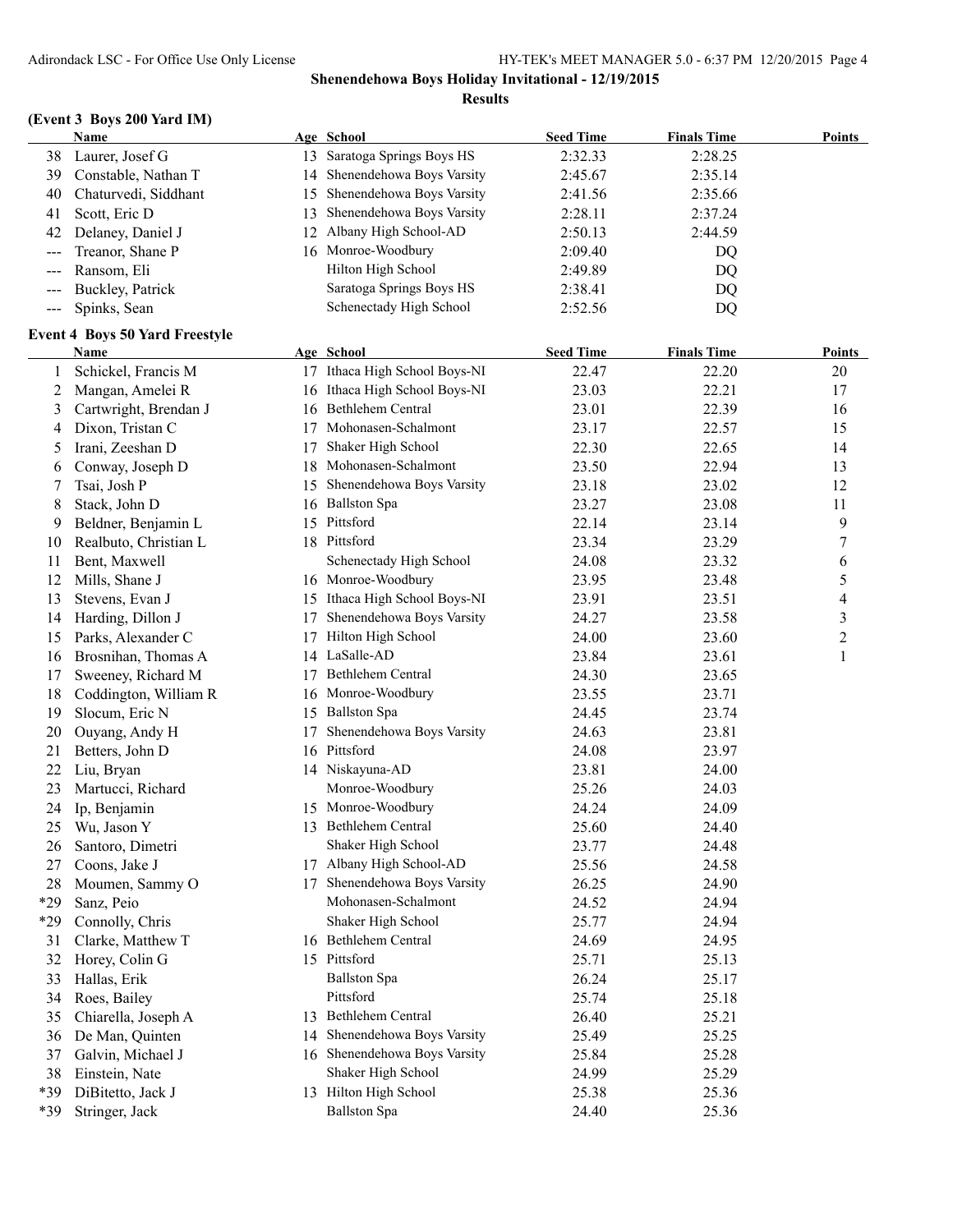## Shenendehowa Boys Holiday Invitational - 12/19/2015

### Results

#### (Event 3 Boys 200 Yard IM)

| | Name | Age | School | Seed Time | Finals Time | Points |
|---|---|---|---|---|---|---|
| 38 | Laurer, Josef G | 13 | Saratoga Springs Boys HS | 2:32.33 | 2:28.25 | |
| 39 | Constable, Nathan T | 14 | Shenendehowa Boys Varsity | 2:45.67 | 2:35.14 | |
| 40 | Chaturvedi, Siddhant | 15 | Shenendehowa Boys Varsity | 2:41.56 | 2:35.66 | |
| 41 | Scott, Eric D | 13 | Shenendehowa Boys Varsity | 2:28.11 | 2:37.24 | |
| 42 | Delaney, Daniel J | 12 | Albany High School-AD | 2:50.13 | 2:44.59 | |
| --- | Treanor, Shane P | 16 | Monroe-Woodbury | 2:09.40 | DQ | |
| --- | Ransom, Eli | | Hilton High School | 2:49.89 | DQ | |
| --- | Buckley, Patrick | | Saratoga Springs Boys HS | 2:38.41 | DQ | |
| --- | Spinks, Sean | | Schenectady High School | 2:52.56 | DQ | |

#### Event 4 Boys 50 Yard Freestyle

| | Name | Age | School | Seed Time | Finals Time | Points |
|---|---|---|---|---|---|---|
| 1 | Schickel, Francis M | 17 | Ithaca High School Boys-NI | 22.47 | 22.20 | 20 |
| 2 | Mangan, Amelei R | 16 | Ithaca High School Boys-NI | 23.03 | 22.21 | 17 |
| 3 | Cartwright, Brendan J | 16 | Bethlehem Central | 23.01 | 22.39 | 16 |
| 4 | Dixon, Tristan C | 17 | Mohonasen-Schalmont | 23.17 | 22.57 | 15 |
| 5 | Irani, Zeeshan D | 17 | Shaker High School | 22.30 | 22.65 | 14 |
| 6 | Conway, Joseph D | 18 | Mohonasen-Schalmont | 23.50 | 22.94 | 13 |
| 7 | Tsai, Josh P | 15 | Shenendehowa Boys Varsity | 23.18 | 23.02 | 12 |
| 8 | Stack, John D | 16 | Ballston Spa | 23.27 | 23.08 | 11 |
| 9 | Beldner, Benjamin L | 15 | Pittsford | 22.14 | 23.14 | 9 |
| 10 | Realbuto, Christian L | 18 | Pittsford | 23.34 | 23.29 | 7 |
| 11 | Bent, Maxwell | | Schenectady High School | 24.08 | 23.32 | 6 |
| 12 | Mills, Shane J | 16 | Monroe-Woodbury | 23.95 | 23.48 | 5 |
| 13 | Stevens, Evan J | 15 | Ithaca High School Boys-NI | 23.91 | 23.51 | 4 |
| 14 | Harding, Dillon J | 17 | Shenendehowa Boys Varsity | 24.27 | 23.58 | 3 |
| 15 | Parks, Alexander C | 17 | Hilton High School | 24.00 | 23.60 | 2 |
| 16 | Brosnihan, Thomas A | 14 | LaSalle-AD | 23.84 | 23.61 | 1 |
| 17 | Sweeney, Richard M | 17 | Bethlehem Central | 24.30 | 23.65 | |
| 18 | Coddington, William R | 16 | Monroe-Woodbury | 23.55 | 23.71 | |
| 19 | Slocum, Eric N | 15 | Ballston Spa | 24.45 | 23.74 | |
| 20 | Ouyang, Andy H | 17 | Shenendehowa Boys Varsity | 24.63 | 23.81 | |
| 21 | Betters, John D | 16 | Pittsford | 24.08 | 23.97 | |
| 22 | Liu, Bryan | 14 | Niskayuna-AD | 23.81 | 24.00 | |
| 23 | Martucci, Richard | | Monroe-Woodbury | 25.26 | 24.03 | |
| 24 | Ip, Benjamin | 15 | Monroe-Woodbury | 24.24 | 24.09 | |
| 25 | Wu, Jason Y | 13 | Bethlehem Central | 25.60 | 24.40 | |
| 26 | Santoro, Dimetri | | Shaker High School | 23.77 | 24.48 | |
| 27 | Coons, Jake J | 17 | Albany High School-AD | 25.56 | 24.58 | |
| 28 | Moumen, Sammy O | 17 | Shenendehowa Boys Varsity | 26.25 | 24.90 | |
| *29 | Sanz, Peio | | Mohonasen-Schalmont | 24.52 | 24.94 | |
| *29 | Connolly, Chris | | Shaker High School | 25.77 | 24.94 | |
| 31 | Clarke, Matthew T | 16 | Bethlehem Central | 24.69 | 24.95 | |
| 32 | Horey, Colin G | 15 | Pittsford | 25.71 | 25.13 | |
| 33 | Hallas, Erik | | Ballston Spa | 26.24 | 25.17 | |
| 34 | Roes, Bailey | | Pittsford | 25.74 | 25.18 | |
| 35 | Chiarella, Joseph A | 13 | Bethlehem Central | 26.40 | 25.21 | |
| 36 | De Man, Quinten | 14 | Shenendehowa Boys Varsity | 25.49 | 25.25 | |
| 37 | Galvin, Michael J | 16 | Shenendehowa Boys Varsity | 25.84 | 25.28 | |
| 38 | Einstein, Nate | | Shaker High School | 24.99 | 25.29 | |
| *39 | DiBitetto, Jack J | 13 | Hilton High School | 25.38 | 25.36 | |
| *39 | Stringer, Jack | | Ballston Spa | 24.40 | 25.36 | |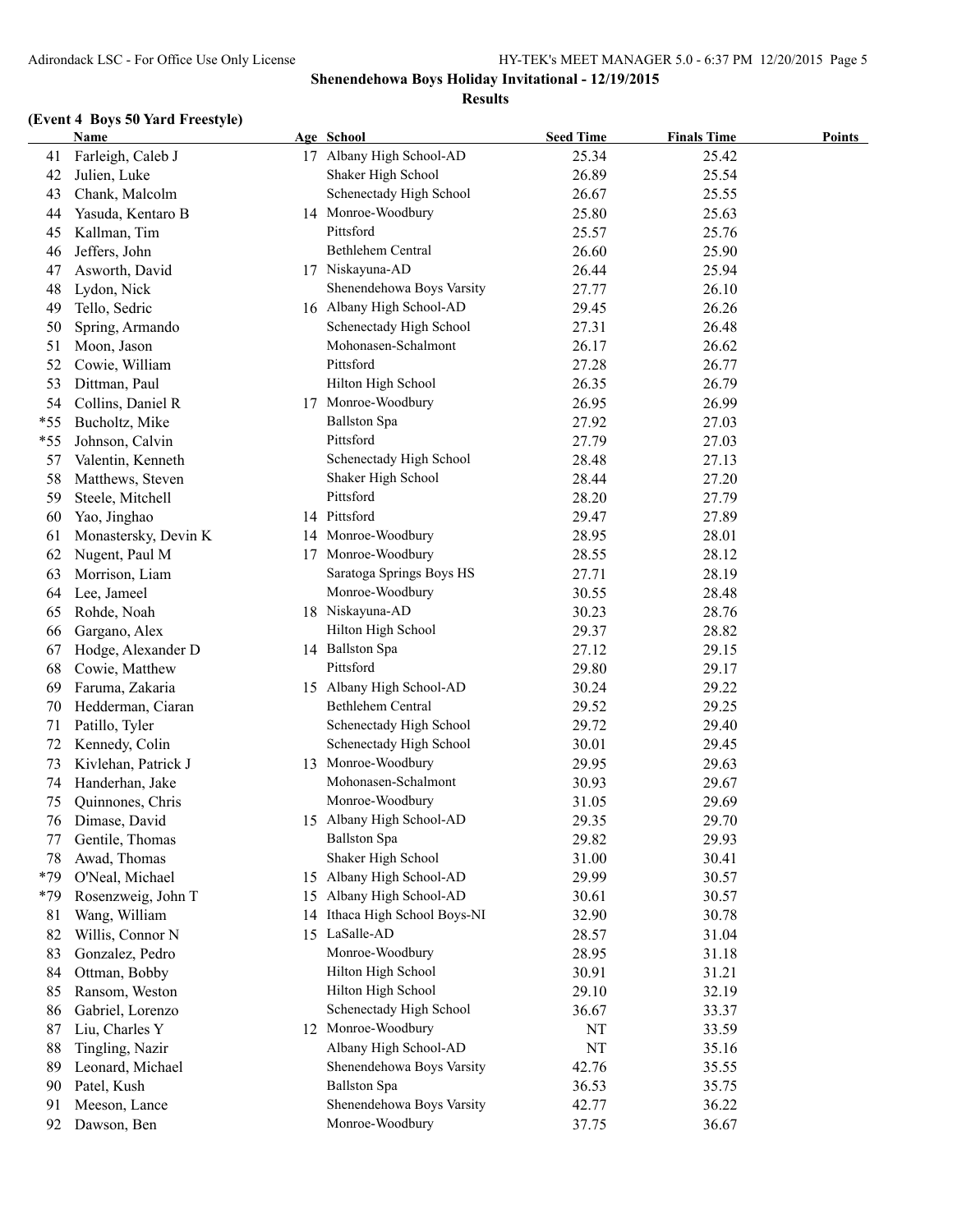**Shenendehowa Boys Holiday Invitational - 12/19/2015**

**Results**

### (Event 4 Boys 50 Yard Freestyle)

| | Name | Age | School | Seed Time | Finals Time | Points |
|---|---|---|---|---|---|---|
| 41 | Farleigh, Caleb J | 17 | Albany High School-AD | 25.34 | 25.42 | |
| 42 | Julien, Luke | | Shaker High School | 26.89 | 25.54 | |
| 43 | Chank, Malcolm | | Schenectady High School | 26.67 | 25.55 | |
| 44 | Yasuda, Kentaro B | 14 | Monroe-Woodbury | 25.80 | 25.63 | |
| 45 | Kallman, Tim | | Pittsford | 25.57 | 25.76 | |
| 46 | Jeffers, John | | Bethlehem Central | 26.60 | 25.90 | |
| 47 | Asworth, David | 17 | Niskayuna-AD | 26.44 | 25.94 | |
| 48 | Lydon, Nick | | Shenendehowa Boys Varsity | 27.77 | 26.10 | |
| 49 | Tello, Sedric | 16 | Albany High School-AD | 29.45 | 26.26 | |
| 50 | Spring, Armando | | Schenectady High School | 27.31 | 26.48 | |
| 51 | Moon, Jason | | Mohonasen-Schalmont | 26.17 | 26.62 | |
| 52 | Cowie, William | | Pittsford | 27.28 | 26.77 | |
| 53 | Dittman, Paul | | Hilton High School | 26.35 | 26.79 | |
| 54 | Collins, Daniel R | 17 | Monroe-Woodbury | 26.95 | 26.99 | |
| *55 | Bucholtz, Mike | | Ballston Spa | 27.92 | 27.03 | |
| *55 | Johnson, Calvin | | Pittsford | 27.79 | 27.03 | |
| 57 | Valentin, Kenneth | | Schenectady High School | 28.48 | 27.13 | |
| 58 | Matthews, Steven | | Shaker High School | 28.44 | 27.20 | |
| 59 | Steele, Mitchell | | Pittsford | 28.20 | 27.79 | |
| 60 | Yao, Jinghao | 14 | Pittsford | 29.47 | 27.89 | |
| 61 | Monastersky, Devin K | 14 | Monroe-Woodbury | 28.95 | 28.01 | |
| 62 | Nugent, Paul M | 17 | Monroe-Woodbury | 28.55 | 28.12 | |
| 63 | Morrison, Liam | | Saratoga Springs Boys HS | 27.71 | 28.19 | |
| 64 | Lee, Jameel | | Monroe-Woodbury | 30.55 | 28.48 | |
| 65 | Rohde, Noah | 18 | Niskayuna-AD | 30.23 | 28.76 | |
| 66 | Gargano, Alex | | Hilton High School | 29.37 | 28.82 | |
| 67 | Hodge, Alexander D | 14 | Ballston Spa | 27.12 | 29.15 | |
| 68 | Cowie, Matthew | | Pittsford | 29.80 | 29.17 | |
| 69 | Faruma, Zakaria | 15 | Albany High School-AD | 30.24 | 29.22 | |
| 70 | Hedderman, Ciaran | | Bethlehem Central | 29.52 | 29.25 | |
| 71 | Patillo, Tyler | | Schenectady High School | 29.72 | 29.40 | |
| 72 | Kennedy, Colin | | Schenectady High School | 30.01 | 29.45 | |
| 73 | Kivlehan, Patrick J | 13 | Monroe-Woodbury | 29.95 | 29.63 | |
| 74 | Handerhan, Jake | | Mohonasen-Schalmont | 30.93 | 29.67 | |
| 75 | Quinnones, Chris | | Monroe-Woodbury | 31.05 | 29.69 | |
| 76 | Dimase, David | 15 | Albany High School-AD | 29.35 | 29.70 | |
| 77 | Gentile, Thomas | | Ballston Spa | 29.82 | 29.93 | |
| 78 | Awad, Thomas | | Shaker High School | 31.00 | 30.41 | |
| *79 | O'Neal, Michael | 15 | Albany High School-AD | 29.99 | 30.57 | |
| *79 | Rosenzweig, John T | 15 | Albany High School-AD | 30.61 | 30.57 | |
| 81 | Wang, William | 14 | Ithaca High School Boys-NI | 32.90 | 30.78 | |
| 82 | Willis, Connor N | 15 | LaSalle-AD | 28.57 | 31.04 | |
| 83 | Gonzalez, Pedro | | Monroe-Woodbury | 28.95 | 31.18 | |
| 84 | Ottman, Bobby | | Hilton High School | 30.91 | 31.21 | |
| 85 | Ransom, Weston | | Hilton High School | 29.10 | 32.19 | |
| 86 | Gabriel, Lorenzo | | Schenectady High School | 36.67 | 33.37 | |
| 87 | Liu, Charles Y | 12 | Monroe-Woodbury | NT | 33.59 | |
| 88 | Tingling, Nazir | | Albany High School-AD | NT | 35.16 | |
| 89 | Leonard, Michael | | Shenendehowa Boys Varsity | 42.76 | 35.55 | |
| 90 | Patel, Kush | | Ballston Spa | 36.53 | 35.75 | |
| 91 | Meeson, Lance | | Shenendehowa Boys Varsity | 42.77 | 36.22 | |
| 92 | Dawson, Ben | | Monroe-Woodbury | 37.75 | 36.67 | |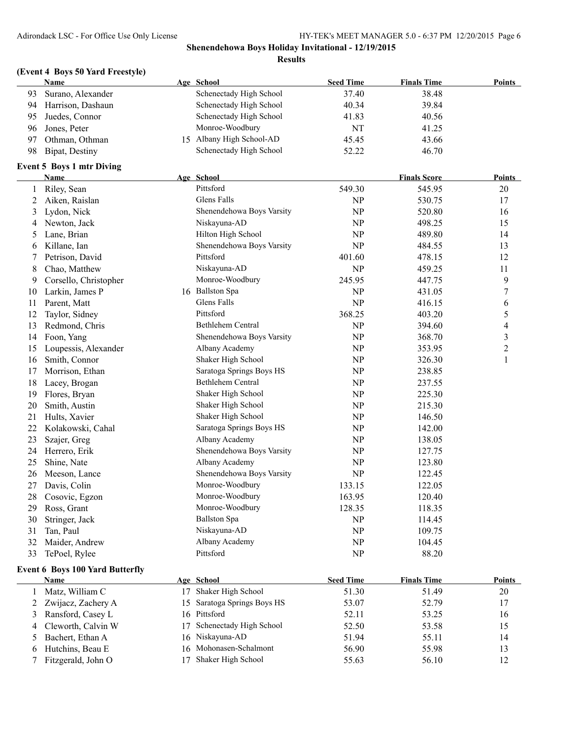## Shenendehowa Boys Holiday Invitational - 12/19/2015

### Results

### (Event 4 Boys 50 Yard Freestyle)

| | Name | Age | School | Seed Time | Finals Time | Points |
|---|---|---|---|---|---|---|
| 93 | Surano, Alexander | | Schenectady High School | 37.40 | 38.48 | |
| 94 | Harrison, Dashaun | | Schenectady High School | 40.34 | 39.84 | |
| 95 | Juedes, Connor | | Schenectady High School | 41.83 | 40.56 | |
| 96 | Jones, Peter | | Monroe-Woodbury | NT | 41.25 | |
| 97 | Othman, Othman | 15 | Albany High School-AD | 45.45 | 43.66 | |
| 98 | Bipat, Destiny | | Schenectady High School | 52.22 | 46.70 | |

### Event 5 Boys 1 mtr Diving

| | Name | Age | School | | Finals Score | Points |
|---|---|---|---|---|---|---|
| 1 | Riley, Sean | | Pittsford | 549.30 | 545.95 | 20 |
| 2 | Aiken, Raislan | | Glens Falls | NP | 530.75 | 17 |
| 3 | Lydon, Nick | | Shenendehowa Boys Varsity | NP | 520.80 | 16 |
| 4 | Newton, Jack | | Niskayuna-AD | NP | 498.25 | 15 |
| 5 | Lane, Brian | | Hilton High School | NP | 489.80 | 14 |
| 6 | Killane, Ian | | Shenendehowa Boys Varsity | NP | 484.55 | 13 |
| 7 | Petrison, David | | Pittsford | 401.60 | 478.15 | 12 |
| 8 | Chao, Matthew | | Niskayuna-AD | NP | 459.25 | 11 |
| 9 | Corsello, Christopher | | Monroe-Woodbury | 245.95 | 447.75 | 9 |
| 10 | Larkin, James P | 16 | Ballston Spa | NP | 431.05 | 7 |
| 11 | Parent, Matt | | Glens Falls | NP | 416.15 | 6 |
| 12 | Taylor, Sidney | | Pittsford | 368.25 | 403.20 | 5 |
| 13 | Redmond, Chris | | Bethlehem Central | NP | 394.60 | 4 |
| 14 | Foon, Yang | | Shenendehowa Boys Varsity | NP | 368.70 | 3 |
| 15 | Loupessis, Alexander | | Albany Academy | NP | 353.95 | 2 |
| 16 | Smith, Connor | | Shaker High School | NP | 326.30 | 1 |
| 17 | Morrison, Ethan | | Saratoga Springs Boys HS | NP | 238.85 | |
| 18 | Lacey, Brogan | | Bethlehem Central | NP | 237.55 | |
| 19 | Flores, Bryan | | Shaker High School | NP | 225.30 | |
| 20 | Smith, Austin | | Shaker High School | NP | 215.30 | |
| 21 | Hults, Xavier | | Shaker High School | NP | 146.50 | |
| 22 | Kolakowski, Cahal | | Saratoga Springs Boys HS | NP | 142.00 | |
| 23 | Szajer, Greg | | Albany Academy | NP | 138.05 | |
| 24 | Herrero, Erik | | Shenendehowa Boys Varsity | NP | 127.75 | |
| 25 | Shine, Nate | | Albany Academy | NP | 123.80 | |
| 26 | Meeson, Lance | | Shenendehowa Boys Varsity | NP | 122.45 | |
| 27 | Davis, Colin | | Monroe-Woodbury | 133.15 | 122.05 | |
| 28 | Cosovic, Egzon | | Monroe-Woodbury | 163.95 | 120.40 | |
| 29 | Ross, Grant | | Monroe-Woodbury | 128.35 | 118.35 | |
| 30 | Stringer, Jack | | Ballston Spa | NP | 114.45 | |
| 31 | Tan, Paul | | Niskayuna-AD | NP | 109.75 | |
| 32 | Maider, Andrew | | Albany Academy | NP | 104.45 | |
| 33 | TePoel, Rylee | | Pittsford | NP | 88.20 | |

### Event 6 Boys 100 Yard Butterfly

| | Name | Age | School | Seed Time | Finals Time | Points |
|---|---|---|---|---|---|---|
| 1 | Matz, William C | 17 | Shaker High School | 51.30 | 51.49 | 20 |
| 2 | Zwijacz, Zachery A | 15 | Saratoga Springs Boys HS | 53.07 | 52.79 | 17 |
| 3 | Ransford, Casey L | 16 | Pittsford | 52.11 | 53.25 | 16 |
| 4 | Cleworth, Calvin W | 17 | Schenectady High School | 52.50 | 53.58 | 15 |
| 5 | Bachert, Ethan A | 16 | Niskayuna-AD | 51.94 | 55.11 | 14 |
| 6 | Hutchins, Beau E | 16 | Mohonasen-Schalmont | 56.90 | 55.98 | 13 |
| 7 | Fitzgerald, John O | 17 | Shaker High School | 55.63 | 56.10 | 12 |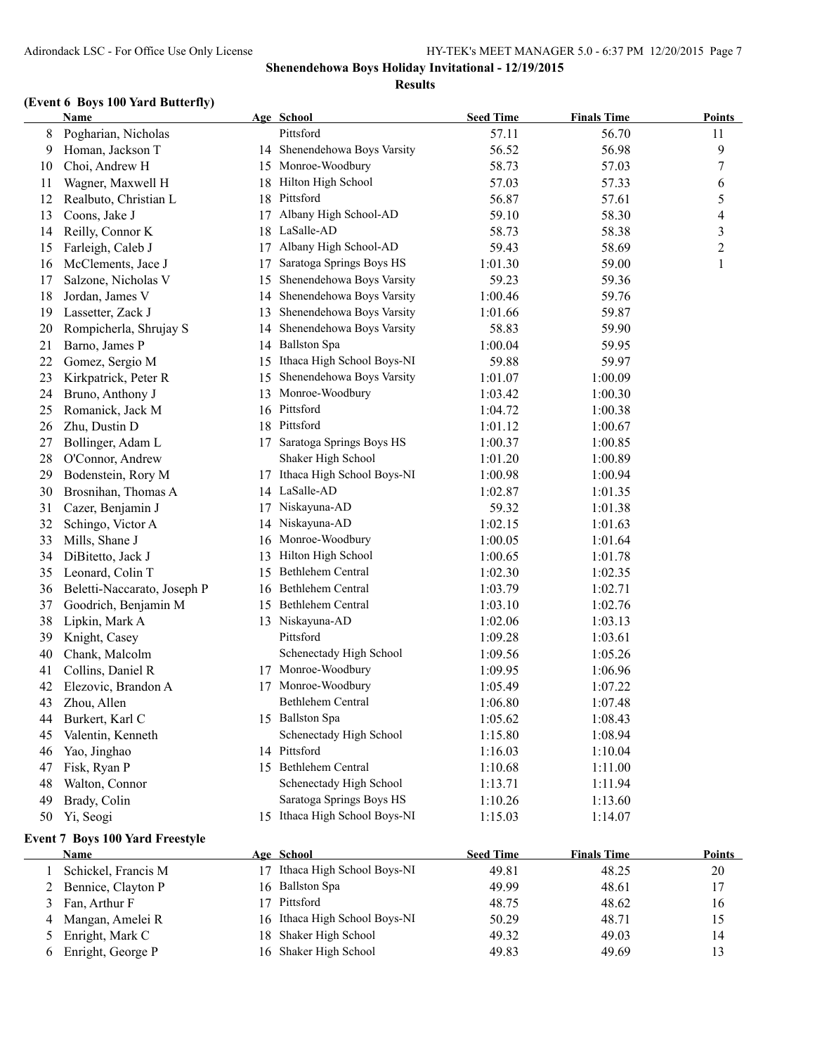**Shenendehowa Boys Holiday Invitational - 12/19/2015**

**Results**

### (Event 6 Boys 100 Yard Butterfly)

| | Name | Age | School | Seed Time | Finals Time | Points |
|---|---|---|---|---|---|---|
| 8 | Pogharian, Nicholas | | Pittsford | 57.11 | 56.70 | 11 |
| 9 | Homan, Jackson T | 14 | Shenendehowa Boys Varsity | 56.52 | 56.98 | 9 |
| 10 | Choi, Andrew H | 15 | Monroe-Woodbury | 58.73 | 57.03 | 7 |
| 11 | Wagner, Maxwell H | 18 | Hilton High School | 57.03 | 57.33 | 6 |
| 12 | Realbuto, Christian L | 18 | Pittsford | 56.87 | 57.61 | 5 |
| 13 | Coons, Jake J | 17 | Albany High School-AD | 59.10 | 58.30 | 4 |
| 14 | Reilly, Connor K | 18 | LaSalle-AD | 58.73 | 58.38 | 3 |
| 15 | Farleigh, Caleb J | 17 | Albany High School-AD | 59.43 | 58.69 | 2 |
| 16 | McClements, Jace J | 17 | Saratoga Springs Boys HS | 1:01.30 | 59.00 | 1 |
| 17 | Salzone, Nicholas V | 15 | Shenendehowa Boys Varsity | 59.23 | 59.36 | |
| 18 | Jordan, James V | 14 | Shenendehowa Boys Varsity | 1:00.46 | 59.76 | |
| 19 | Lassetter, Zack J | 13 | Shenendehowa Boys Varsity | 1:01.66 | 59.87 | |
| 20 | Rompicherla, Shrujay S | 14 | Shenendehowa Boys Varsity | 58.83 | 59.90 | |
| 21 | Barno, James P | 14 | Ballston Spa | 1:00.04 | 59.95 | |
| 22 | Gomez, Sergio M | 15 | Ithaca High School Boys-NI | 59.88 | 59.97 | |
| 23 | Kirkpatrick, Peter R | 15 | Shenendehowa Boys Varsity | 1:01.07 | 1:00.09 | |
| 24 | Bruno, Anthony J | 13 | Monroe-Woodbury | 1:03.42 | 1:00.30 | |
| 25 | Romanick, Jack M | 16 | Pittsford | 1:04.72 | 1:00.38 | |
| 26 | Zhu, Dustin D | 18 | Pittsford | 1:01.12 | 1:00.67 | |
| 27 | Bollinger, Adam L | 17 | Saratoga Springs Boys HS | 1:00.37 | 1:00.85 | |
| 28 | O'Connor, Andrew | | Shaker High School | 1:01.20 | 1:00.89 | |
| 29 | Bodenstein, Rory M | 17 | Ithaca High School Boys-NI | 1:00.98 | 1:00.94 | |
| 30 | Brosnihan, Thomas A | 14 | LaSalle-AD | 1:02.87 | 1:01.35 | |
| 31 | Cazer, Benjamin J | 17 | Niskayuna-AD | 59.32 | 1:01.38 | |
| 32 | Schingo, Victor A | 14 | Niskayuna-AD | 1:02.15 | 1:01.63 | |
| 33 | Mills, Shane J | 16 | Monroe-Woodbury | 1:00.05 | 1:01.64 | |
| 34 | DiBitetto, Jack J | 13 | Hilton High School | 1:00.65 | 1:01.78 | |
| 35 | Leonard, Colin T | 15 | Bethlehem Central | 1:02.30 | 1:02.35 | |
| 36 | Beletti-Naccarato, Joseph P | 16 | Bethlehem Central | 1:03.79 | 1:02.71 | |
| 37 | Goodrich, Benjamin M | 15 | Bethlehem Central | 1:03.10 | 1:02.76 | |
| 38 | Lipkin, Mark A | 13 | Niskayuna-AD | 1:02.06 | 1:03.13 | |
| 39 | Knight, Casey | | Pittsford | 1:09.28 | 1:03.61 | |
| 40 | Chank, Malcolm | | Schenectady High School | 1:09.56 | 1:05.26 | |
| 41 | Collins, Daniel R | 17 | Monroe-Woodbury | 1:09.95 | 1:06.96 | |
| 42 | Elezovic, Brandon A | 17 | Monroe-Woodbury | 1:05.49 | 1:07.22 | |
| 43 | Zhou, Allen | | Bethlehem Central | 1:06.80 | 1:07.48 | |
| 44 | Burkert, Karl C | 15 | Ballston Spa | 1:05.62 | 1:08.43 | |
| 45 | Valentin, Kenneth | | Schenectady High School | 1:15.80 | 1:08.94 | |
| 46 | Yao, Jinghao | 14 | Pittsford | 1:16.03 | 1:10.04 | |
| 47 | Fisk, Ryan P | 15 | Bethlehem Central | 1:10.68 | 1:11.00 | |
| 48 | Walton, Connor | | Schenectady High School | 1:13.71 | 1:11.94 | |
| 49 | Brady, Colin | | Saratoga Springs Boys HS | 1:10.26 | 1:13.60 | |
| 50 | Yi, Seogi | 15 | Ithaca High School Boys-NI | 1:15.03 | 1:14.07 | |

### Event 7 Boys 100 Yard Freestyle

| | Name | Age | School | Seed Time | Finals Time | Points |
|---|---|---|---|---|---|---|
| 1 | Schickel, Francis M | 17 | Ithaca High School Boys-NI | 49.81 | 48.25 | 20 |
| 2 | Bennice, Clayton P | 16 | Ballston Spa | 49.99 | 48.61 | 17 |
| 3 | Fan, Arthur F | 17 | Pittsford | 48.75 | 48.62 | 16 |
| 4 | Mangan, Amelei R | 16 | Ithaca High School Boys-NI | 50.29 | 48.71 | 15 |
| 5 | Enright, Mark C | 18 | Shaker High School | 49.32 | 49.03 | 14 |
| 6 | Enright, George P | 16 | Shaker High School | 49.83 | 49.69 | 13 |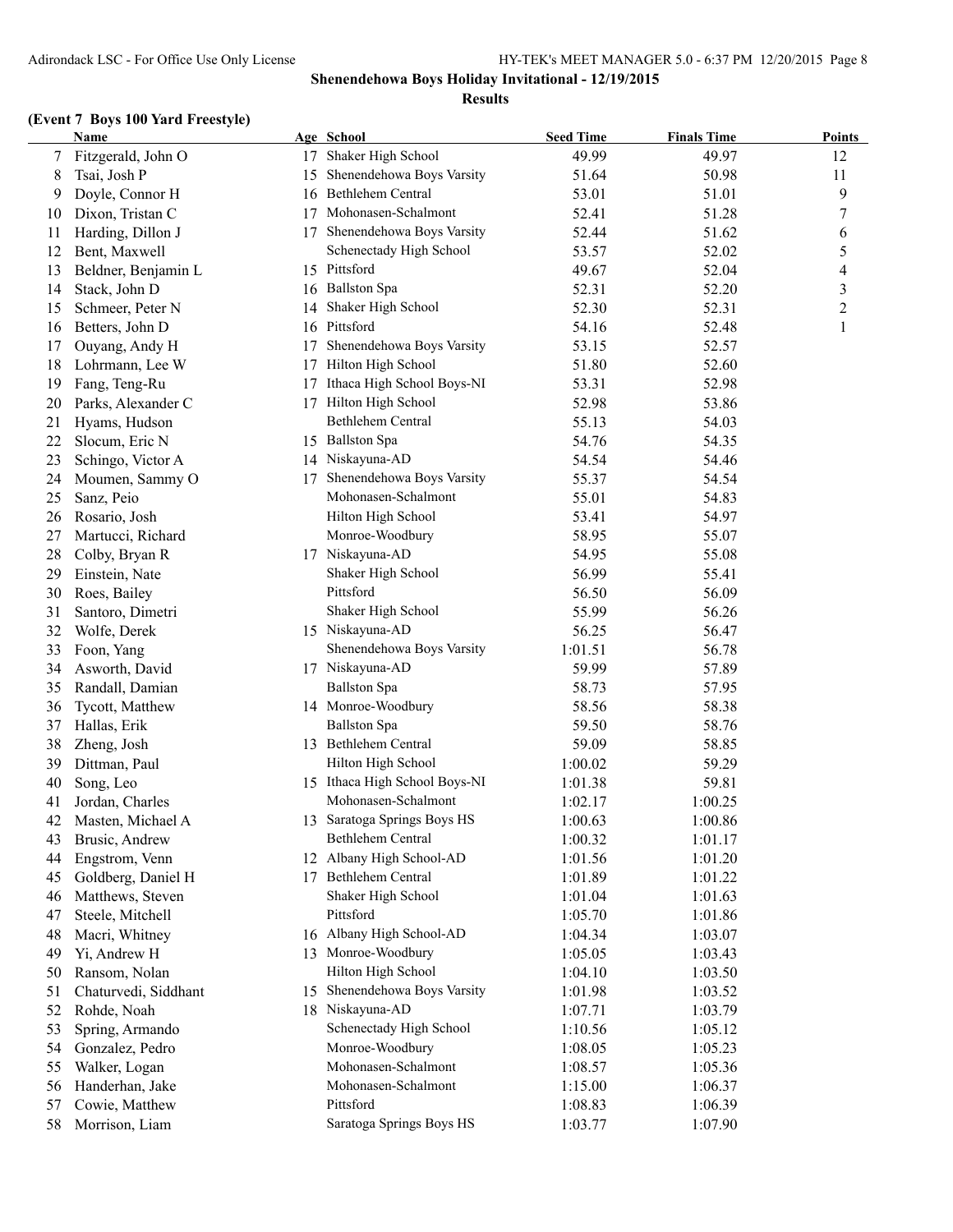**Shenendehowa Boys Holiday Invitational - 12/19/2015**

**Results**

### (Event 7 Boys 100 Yard Freestyle)

| | Name | Age | School | Seed Time | Finals Time | Points |
|---|---|---|---|---|---|---|
| 7 | Fitzgerald, John O | 17 | Shaker High School | 49.99 | 49.97 | 12 |
| 8 | Tsai, Josh P | 15 | Shenendehowa Boys Varsity | 51.64 | 50.98 | 11 |
| 9 | Doyle, Connor H | 16 | Bethlehem Central | 53.01 | 51.01 | 9 |
| 10 | Dixon, Tristan C | 17 | Mohonasen-Schalmont | 52.41 | 51.28 | 7 |
| 11 | Harding, Dillon J | 17 | Shenendehowa Boys Varsity | 52.44 | 51.62 | 6 |
| 12 | Bent, Maxwell | | Schenectady High School | 53.57 | 52.02 | 5 |
| 13 | Beldner, Benjamin L | 15 | Pittsford | 49.67 | 52.04 | 4 |
| 14 | Stack, John D | 16 | Ballston Spa | 52.31 | 52.20 | 3 |
| 15 | Schmeer, Peter N | 14 | Shaker High School | 52.30 | 52.31 | 2 |
| 16 | Betters, John D | 16 | Pittsford | 54.16 | 52.48 | 1 |
| 17 | Ouyang, Andy H | 17 | Shenendehowa Boys Varsity | 53.15 | 52.57 | |
| 18 | Lohrmann, Lee W | 17 | Hilton High School | 51.80 | 52.60 | |
| 19 | Fang, Teng-Ru | 17 | Ithaca High School Boys-NI | 53.31 | 52.98 | |
| 20 | Parks, Alexander C | 17 | Hilton High School | 52.98 | 53.86 | |
| 21 | Hyams, Hudson | | Bethlehem Central | 55.13 | 54.03 | |
| 22 | Slocum, Eric N | 15 | Ballston Spa | 54.76 | 54.35 | |
| 23 | Schingo, Victor A | 14 | Niskayuna-AD | 54.54 | 54.46 | |
| 24 | Moumen, Sammy O | 17 | Shenendehowa Boys Varsity | 55.37 | 54.54 | |
| 25 | Sanz, Peio | | Mohonasen-Schalmont | 55.01 | 54.83 | |
| 26 | Rosario, Josh | | Hilton High School | 53.41 | 54.97 | |
| 27 | Martucci, Richard | | Monroe-Woodbury | 58.95 | 55.07 | |
| 28 | Colby, Bryan R | 17 | Niskayuna-AD | 54.95 | 55.08 | |
| 29 | Einstein, Nate | | Shaker High School | 56.99 | 55.41 | |
| 30 | Roes, Bailey | | Pittsford | 56.50 | 56.09 | |
| 31 | Santoro, Dimetri | | Shaker High School | 55.99 | 56.26 | |
| 32 | Wolfe, Derek | 15 | Niskayuna-AD | 56.25 | 56.47 | |
| 33 | Foon, Yang | | Shenendehowa Boys Varsity | 1:01.51 | 56.78 | |
| 34 | Asworth, David | 17 | Niskayuna-AD | 59.99 | 57.89 | |
| 35 | Randall, Damian | | Ballston Spa | 58.73 | 57.95 | |
| 36 | Tycott, Matthew | 14 | Monroe-Woodbury | 58.56 | 58.38 | |
| 37 | Hallas, Erik | | Ballston Spa | 59.50 | 58.76 | |
| 38 | Zheng, Josh | 13 | Bethlehem Central | 59.09 | 58.85 | |
| 39 | Dittman, Paul | | Hilton High School | 1:00.02 | 59.29 | |
| 40 | Song, Leo | 15 | Ithaca High School Boys-NI | 1:01.38 | 59.81 | |
| 41 | Jordan, Charles | | Mohonasen-Schalmont | 1:02.17 | 1:00.25 | |
| 42 | Masten, Michael A | 13 | Saratoga Springs Boys HS | 1:00.63 | 1:00.86 | |
| 43 | Brusic, Andrew | | Bethlehem Central | 1:00.32 | 1:01.17 | |
| 44 | Engstrom, Venn | 12 | Albany High School-AD | 1:01.56 | 1:01.20 | |
| 45 | Goldberg, Daniel H | 17 | Bethlehem Central | 1:01.89 | 1:01.22 | |
| 46 | Matthews, Steven | | Shaker High School | 1:01.04 | 1:01.63 | |
| 47 | Steele, Mitchell | | Pittsford | 1:05.70 | 1:01.86 | |
| 48 | Macri, Whitney | 16 | Albany High School-AD | 1:04.34 | 1:03.07 | |
| 49 | Yi, Andrew H | 13 | Monroe-Woodbury | 1:05.05 | 1:03.43 | |
| 50 | Ransom, Nolan | | Hilton High School | 1:04.10 | 1:03.50 | |
| 51 | Chaturvedi, Siddhant | 15 | Shenendehowa Boys Varsity | 1:01.98 | 1:03.52 | |
| 52 | Rohde, Noah | 18 | Niskayuna-AD | 1:07.71 | 1:03.79 | |
| 53 | Spring, Armando | | Schenectady High School | 1:10.56 | 1:05.12 | |
| 54 | Gonzalez, Pedro | | Monroe-Woodbury | 1:08.05 | 1:05.23 | |
| 55 | Walker, Logan | | Mohonasen-Schalmont | 1:08.57 | 1:05.36 | |
| 56 | Handerhan, Jake | | Mohonasen-Schalmont | 1:15.00 | 1:06.37 | |
| 57 | Cowie, Matthew | | Pittsford | 1:08.83 | 1:06.39 | |
| 58 | Morrison, Liam | | Saratoga Springs Boys HS | 1:03.77 | 1:07.90 | |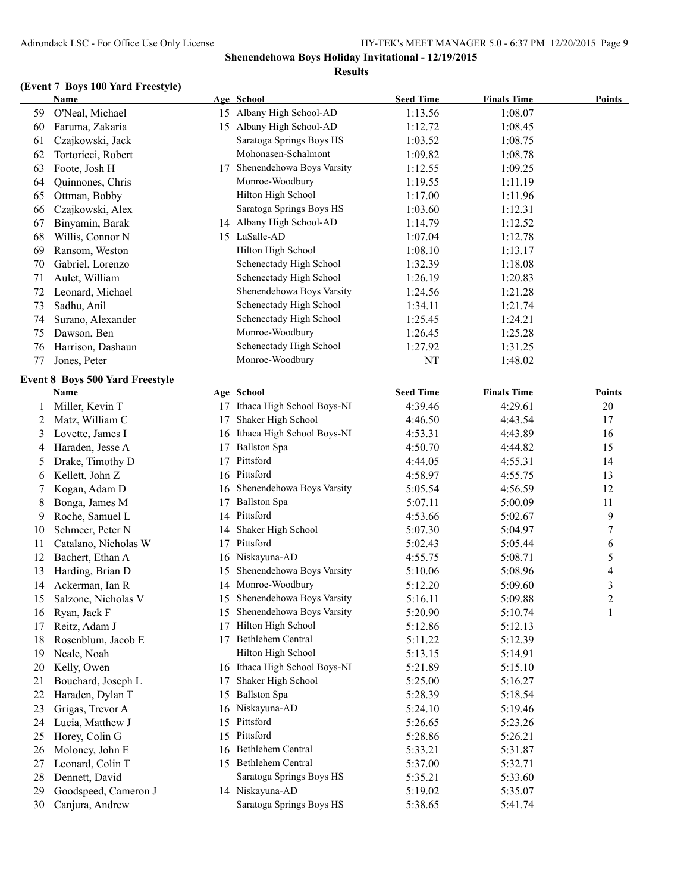**Shenendehowa Boys Holiday Invitational - 12/19/2015**

**Results**

### (Event 7 Boys 100 Yard Freestyle)

| | Name | Age | School | Seed Time | Finals Time | Points |
|---|---|---|---|---|---|---|
| 59 | O'Neal, Michael | 15 | Albany High School-AD | 1:13.56 | 1:08.07 | |
| 60 | Faruma, Zakaria | 15 | Albany High School-AD | 1:12.72 | 1:08.45 | |
| 61 | Czajkowski, Jack | | Saratoga Springs Boys HS | 1:03.52 | 1:08.75 | |
| 62 | Tortoricci, Robert | | Mohonasen-Schalmont | 1:09.82 | 1:08.78 | |
| 63 | Foote, Josh H | 17 | Shenendehowa Boys Varsity | 1:12.55 | 1:09.25 | |
| 64 | Quinnones, Chris | | Monroe-Woodbury | 1:19.55 | 1:11.19 | |
| 65 | Ottman, Bobby | | Hilton High School | 1:17.00 | 1:11.96 | |
| 66 | Czajkowski, Alex | | Saratoga Springs Boys HS | 1:03.60 | 1:12.31 | |
| 67 | Binyamin, Barak | 14 | Albany High School-AD | 1:14.79 | 1:12.52 | |
| 68 | Willis, Connor N | 15 | LaSalle-AD | 1:07.04 | 1:12.78 | |
| 69 | Ransom, Weston | | Hilton High School | 1:08.10 | 1:13.17 | |
| 70 | Gabriel, Lorenzo | | Schenectady High School | 1:32.39 | 1:18.08 | |
| 71 | Aulet, William | | Schenectady High School | 1:26.19 | 1:20.83 | |
| 72 | Leonard, Michael | | Shenendehowa Boys Varsity | 1:24.56 | 1:21.28 | |
| 73 | Sadhu, Anil | | Schenectady High School | 1:34.11 | 1:21.74 | |
| 74 | Surano, Alexander | | Schenectady High School | 1:25.45 | 1:24.21 | |
| 75 | Dawson, Ben | | Monroe-Woodbury | 1:26.45 | 1:25.28 | |
| 76 | Harrison, Dashaun | | Schenectady High School | 1:27.92 | 1:31.25 | |
| 77 | Jones, Peter | | Monroe-Woodbury | NT | 1:48.02 | |

### Event 8 Boys 500 Yard Freestyle

| | Name | Age | School | Seed Time | Finals Time | Points |
|---|---|---|---|---|---|---|
| 1 | Miller, Kevin T | 17 | Ithaca High School Boys-NI | 4:39.46 | 4:29.61 | 20 |
| 2 | Matz, William C | 17 | Shaker High School | 4:46.50 | 4:43.54 | 17 |
| 3 | Lovette, James I | 16 | Ithaca High School Boys-NI | 4:53.31 | 4:43.89 | 16 |
| 4 | Haraden, Jesse A | 17 | Ballston Spa | 4:50.70 | 4:44.82 | 15 |
| 5 | Drake, Timothy D | 17 | Pittsford | 4:44.05 | 4:55.31 | 14 |
| 6 | Kellett, John Z | 16 | Pittsford | 4:58.97 | 4:55.75 | 13 |
| 7 | Kogan, Adam D | 16 | Shenendehowa Boys Varsity | 5:05.54 | 4:56.59 | 12 |
| 8 | Bonga, James M | 17 | Ballston Spa | 5:07.11 | 5:00.09 | 11 |
| 9 | Roche, Samuel L | 14 | Pittsford | 4:53.66 | 5:02.67 | 9 |
| 10 | Schmeer, Peter N | 14 | Shaker High School | 5:07.30 | 5:04.97 | 7 |
| 11 | Catalano, Nicholas W | 17 | Pittsford | 5:02.43 | 5:05.44 | 6 |
| 12 | Bachert, Ethan A | 16 | Niskayuna-AD | 4:55.75 | 5:08.71 | 5 |
| 13 | Harding, Brian D | 15 | Shenendehowa Boys Varsity | 5:10.06 | 5:08.96 | 4 |
| 14 | Ackerman, Ian R | 14 | Monroe-Woodbury | 5:12.20 | 5:09.60 | 3 |
| 15 | Salzone, Nicholas V | 15 | Shenendehowa Boys Varsity | 5:16.11 | 5:09.88 | 2 |
| 16 | Ryan, Jack F | 15 | Shenendehowa Boys Varsity | 5:20.90 | 5:10.74 | 1 |
| 17 | Reitz, Adam J | 17 | Hilton High School | 5:12.86 | 5:12.13 | |
| 18 | Rosenblum, Jacob E | 17 | Bethlehem Central | 5:11.22 | 5:12.39 | |
| 19 | Neale, Noah | | Hilton High School | 5:13.15 | 5:14.91 | |
| 20 | Kelly, Owen | 16 | Ithaca High School Boys-NI | 5:21.89 | 5:15.10 | |
| 21 | Bouchard, Joseph L | 17 | Shaker High School | 5:25.00 | 5:16.27 | |
| 22 | Haraden, Dylan T | 15 | Ballston Spa | 5:28.39 | 5:18.54 | |
| 23 | Grigas, Trevor A | 16 | Niskayuna-AD | 5:24.10 | 5:19.46 | |
| 24 | Lucia, Matthew J | 15 | Pittsford | 5:26.65 | 5:23.26 | |
| 25 | Horey, Colin G | 15 | Pittsford | 5:28.86 | 5:26.21 | |
| 26 | Moloney, John E | 16 | Bethlehem Central | 5:33.21 | 5:31.87 | |
| 27 | Leonard, Colin T | 15 | Bethlehem Central | 5:37.00 | 5:32.71 | |
| 28 | Dennett, David | | Saratoga Springs Boys HS | 5:35.21 | 5:33.60 | |
| 29 | Goodspeed, Cameron J | 14 | Niskayuna-AD | 5:19.02 | 5:35.07 | |
| 30 | Canjura, Andrew | | Saratoga Springs Boys HS | 5:38.65 | 5:41.74 | |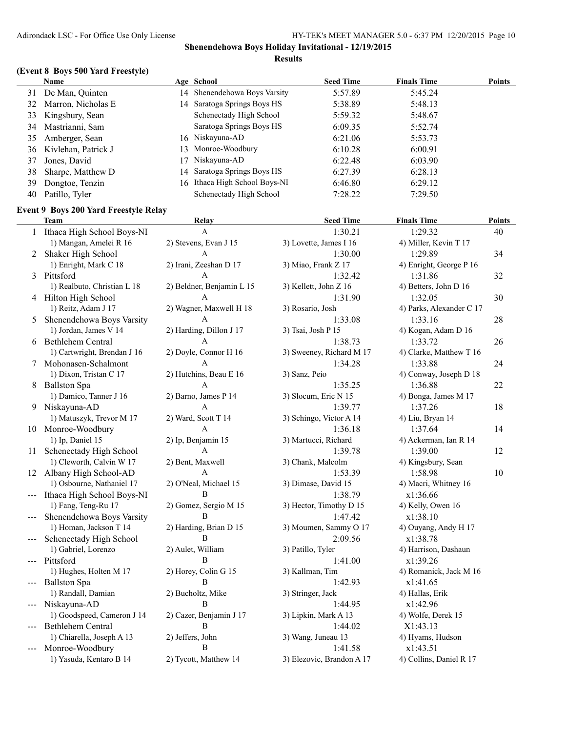**Shenendehowa Boys Holiday Invitational - 12/19/2015**

**Results**

### (Event 8 Boys 500 Yard Freestyle)

| | Name | Age | School | Seed Time | Finals Time | Points |
|---|---|---|---|---|---|---|
| 31 | De Man, Quinten | 14 | Shenendehowa Boys Varsity | 5:57.89 | 5:45.24 | |
| 32 | Marron, Nicholas E | 14 | Saratoga Springs Boys HS | 5:38.89 | 5:48.13 | |
| 33 | Kingsbury, Sean | | Schenectady High School | 5:59.32 | 5:48.67 | |
| 34 | Mastrianni, Sam | | Saratoga Springs Boys HS | 6:09.35 | 5:52.74 | |
| 35 | Amberger, Sean | 16 | Niskayuna-AD | 6:21.06 | 5:53.73 | |
| 36 | Kivlehan, Patrick J | 13 | Monroe-Woodbury | 6:10.28 | 6:00.91 | |
| 37 | Jones, David | 17 | Niskayuna-AD | 6:22.48 | 6:03.90 | |
| 38 | Sharpe, Matthew D | 14 | Saratoga Springs Boys HS | 6:27.39 | 6:28.13 | |
| 39 | Dongtoe, Tenzin | 16 | Ithaca High School Boys-NI | 6:46.80 | 6:29.12 | |
| 40 | Patillo, Tyler | | Schenectady High School | 7:28.22 | 7:29.50 | |

### Event 9 Boys 200 Yard Freestyle Relay

| | Team | Relay | Seed Time | Finals Time | Points |
|---|---|---|---|---|---|
| 1 | Ithaca High School Boys-NI | A | 1:30.21 | 1:29.32 | 40 |
| | 1) Mangan, Amelei R 16 | 2) Stevens, Evan J 15 | 3) Lovette, James I 16 | 4) Miller, Kevin T 17 | |
| 2 | Shaker High School | A | 1:30.00 | 1:29.89 | 34 |
| | 1) Enright, Mark C 18 | 2) Irani, Zeeshan D 17 | 3) Miao, Frank Z 17 | 4) Enright, George P 16 | |
| 3 | Pittsford | A | 1:32.42 | 1:31.86 | 32 |
| | 1) Realbuto, Christian L 18 | 2) Beldner, Benjamin L 15 | 3) Kellett, John Z 16 | 4) Betters, John D 16 | |
| 4 | Hilton High School | A | 1:31.90 | 1:32.05 | 30 |
| | 1) Reitz, Adam J 17 | 2) Wagner, Maxwell H 18 | 3) Rosario, Josh | 4) Parks, Alexander C 17 | |
| 5 | Shenendehowa Boys Varsity | A | 1:33.08 | 1:33.16 | 28 |
| | 1) Jordan, James V 14 | 2) Harding, Dillon J 17 | 3) Tsai, Josh P 15 | 4) Kogan, Adam D 16 | |
| 6 | Bethlehem Central | A | 1:38.73 | 1:33.72 | 26 |
| | 1) Cartwright, Brendan J 16 | 2) Doyle, Connor H 16 | 3) Sweeney, Richard M 17 | 4) Clarke, Matthew T 16 | |
| 7 | Mohonasen-Schalmont | A | 1:34.28 | 1:33.88 | 24 |
| | 1) Dixon, Tristan C 17 | 2) Hutchins, Beau E 16 | 3) Sanz, Peio | 4) Conway, Joseph D 18 | |
| 8 | Ballston Spa | A | 1:35.25 | 1:36.88 | 22 |
| | 1) Damico, Tanner J 16 | 2) Barno, James P 14 | 3) Slocum, Eric N 15 | 4) Bonga, James M 17 | |
| 9 | Niskayuna-AD | A | 1:39.77 | 1:37.26 | 18 |
| | 1) Matuszyk, Trevor M 17 | 2) Ward, Scott T 14 | 3) Schingo, Victor A 14 | 4) Liu, Bryan 14 | |
| 10 | Monroe-Woodbury | A | 1:36.18 | 1:37.64 | 14 |
| | 1) Ip, Daniel 15 | 2) Ip, Benjamin 15 | 3) Martucci, Richard | 4) Ackerman, Ian R 14 | |
| 11 | Schenectady High School | A | 1:39.78 | 1:39.00 | 12 |
| | 1) Cleworth, Calvin W 17 | 2) Bent, Maxwell | 3) Chank, Malcolm | 4) Kingsbury, Sean | |
| 12 | Albany High School-AD | A | 1:53.39 | 1:58.98 | 10 |
| | 1) Osbourne, Nathaniel 17 | 2) O'Neal, Michael 15 | 3) Dimase, David 15 | 4) Macri, Whitney 16 | |
| --- | Ithaca High School Boys-NI | B | 1:38.79 | x1:36.66 | |
| | 1) Fang, Teng-Ru 17 | 2) Gomez, Sergio M 15 | 3) Hector, Timothy D 15 | 4) Kelly, Owen 16 | |
| --- | Shenendehowa Boys Varsity | B | 1:47.42 | x1:38.10 | |
| | 1) Homan, Jackson T 14 | 2) Harding, Brian D 15 | 3) Moumen, Sammy O 17 | 4) Ouyang, Andy H 17 | |
| --- | Schenectady High School | B | 2:09.56 | x1:38.78 | |
| | 1) Gabriel, Lorenzo | 2) Aulet, William | 3) Patillo, Tyler | 4) Harrison, Dashaun | |
| --- | Pittsford | B | 1:41.00 | x1:39.26 | |
| | 1) Hughes, Holten M 17 | 2) Horey, Colin G 15 | 3) Kallman, Tim | 4) Romanick, Jack M 16 | |
| --- | Ballston Spa | B | 1:42.93 | x1:41.65 | |
| | 1) Randall, Damian | 2) Bucholtz, Mike | 3) Stringer, Jack | 4) Hallas, Erik | |
| --- | Niskayuna-AD | B | 1:44.95 | x1:42.96 | |
| | 1) Goodspeed, Cameron J 14 | 2) Cazer, Benjamin J 17 | 3) Lipkin, Mark A 13 | 4) Wolfe, Derek 15 | |
| --- | Bethlehem Central | B | 1:44.02 | X1:43.13 | |
| | 1) Chiarella, Joseph A 13 | 2) Jeffers, John | 3) Wang, Juneau 13 | 4) Hyams, Hudson | |
| --- | Monroe-Woodbury | B | 1:41.58 | x1:43.51 | |
| | 1) Yasuda, Kentaro B 14 | 2) Tycott, Matthew 14 | 3) Elezovic, Brandon A 17 | 4) Collins, Daniel R 17 | |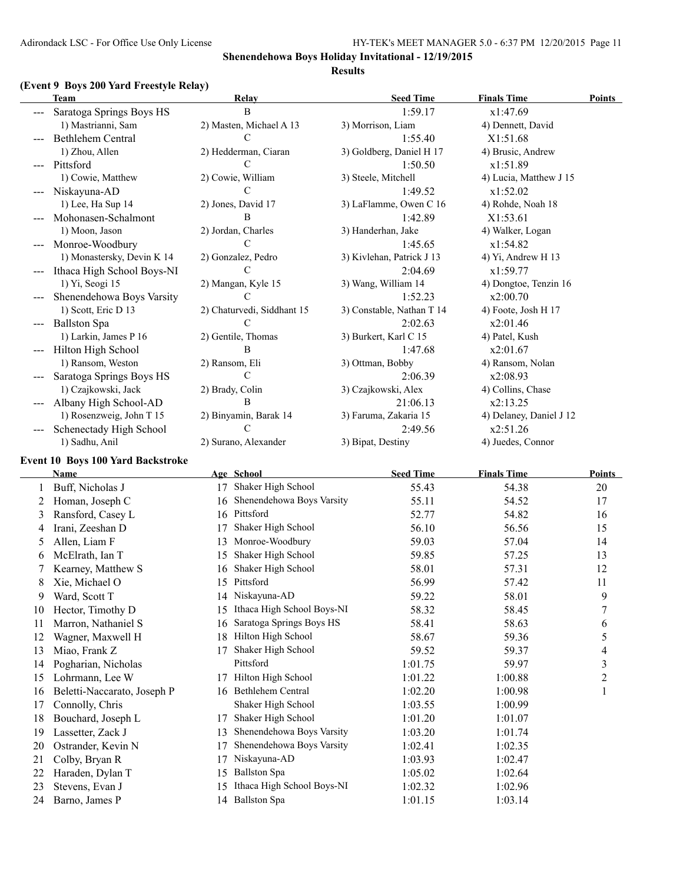**Shenendehowa Boys Holiday Invitational - 12/19/2015**

**Results**

### (Event 9 Boys 200 Yard Freestyle Relay)

| | Team | Relay | Seed Time | Finals Time | Points |
|---|---|---|---|---|---|
| --- | Saratoga Springs Boys HS | B | 1:59.17 | x1:47.69 | |
| | 1) Mastrianni, Sam | 2) Masten, Michael A 13 | 3) Morrison, Liam | 4) Dennett, David | |
| --- | Bethlehem Central | C | 1:55.40 | X1:51.68 | |
| | 1) Zhou, Allen | 2) Hedderman, Ciaran | 3) Goldberg, Daniel H 17 | 4) Brusic, Andrew | |
| --- | Pittsford | C | 1:50.50 | x1:51.89 | |
| | 1) Cowie, Matthew | 2) Cowie, William | 3) Steele, Mitchell | 4) Lucia, Matthew J 15 | |
| --- | Niskayuna-AD | C | 1:49.52 | x1:52.02 | |
| | 1) Lee, Ha Sup 14 | 2) Jones, David 17 | 3) LaFlamme, Owen C 16 | 4) Rohde, Noah 18 | |
| --- | Mohonasen-Schalmont | B | 1:42.89 | X1:53.61 | |
| | 1) Moon, Jason | 2) Jordan, Charles | 3) Handerhan, Jake | 4) Walker, Logan | |
| --- | Monroe-Woodbury | C | 1:45.65 | x1:54.82 | |
| | 1) Monastersky, Devin K 14 | 2) Gonzalez, Pedro | 3) Kivlehan, Patrick J 13 | 4) Yi, Andrew H 13 | |
| --- | Ithaca High School Boys-NI | C | 2:04.69 | x1:59.77 | |
| | 1) Yi, Seogi 15 | 2) Mangan, Kyle 15 | 3) Wang, William 14 | 4) Dongtoe, Tenzin 16 | |
| --- | Shenendehowa Boys Varsity | C | 1:52.23 | x2:00.70 | |
| | 1) Scott, Eric D 13 | 2) Chaturvedi, Siddhant 15 | 3) Constable, Nathan T 14 | 4) Foote, Josh H 17 | |
| --- | Ballston Spa | C | 2:02.63 | x2:01.46 | |
| | 1) Larkin, James P 16 | 2) Gentile, Thomas | 3) Burkert, Karl C 15 | 4) Patel, Kush | |
| --- | Hilton High School | B | 1:47.68 | x2:01.67 | |
| | 1) Ransom, Weston | 2) Ransom, Eli | 3) Ottman, Bobby | 4) Ransom, Nolan | |
| --- | Saratoga Springs Boys HS | C | 2:06.39 | x2:08.93 | |
| | 1) Czajkowski, Jack | 2) Brady, Colin | 3) Czajkowski, Alex | 4) Collins, Chase | |
| --- | Albany High School-AD | B | 21:06.13 | x2:13.25 | |
| | 1) Rosenzweig, John T 15 | 2) Binyamin, Barak 14 | 3) Faruma, Zakaria 15 | 4) Delaney, Daniel J 12 | |
| --- | Schenectady High School | C | 2:49.56 | x2:51.26 | |
| | 1) Sadhu, Anil | 2) Surano, Alexander | 3) Bipat, Destiny | 4) Juedes, Connor | |

### Event 10 Boys 100 Yard Backstroke

| | Name | Age | School | Seed Time | Finals Time | Points |
|---|---|---|---|---|---|---|
| 1 | Buff, Nicholas J | 17 | Shaker High School | 55.43 | 54.38 | 20 |
| 2 | Homan, Joseph C | 16 | Shenendehowa Boys Varsity | 55.11 | 54.52 | 17 |
| 3 | Ransford, Casey L | 16 | Pittsford | 52.77 | 54.82 | 16 |
| 4 | Irani, Zeeshan D | 17 | Shaker High School | 56.10 | 56.56 | 15 |
| 5 | Allen, Liam F | 13 | Monroe-Woodbury | 59.03 | 57.04 | 14 |
| 6 | McElrath, Ian T | 15 | Shaker High School | 59.85 | 57.25 | 13 |
| 7 | Kearney, Matthew S | 16 | Shaker High School | 58.01 | 57.31 | 12 |
| 8 | Xie, Michael O | 15 | Pittsford | 56.99 | 57.42 | 11 |
| 9 | Ward, Scott T | 14 | Niskayuna-AD | 59.22 | 58.01 | 9 |
| 10 | Hector, Timothy D | 15 | Ithaca High School Boys-NI | 58.32 | 58.45 | 7 |
| 11 | Marron, Nathaniel S | 16 | Saratoga Springs Boys HS | 58.41 | 58.63 | 6 |
| 12 | Wagner, Maxwell H | 18 | Hilton High School | 58.67 | 59.36 | 5 |
| 13 | Miao, Frank Z | 17 | Shaker High School | 59.52 | 59.37 | 4 |
| 14 | Pogharian, Nicholas | | Pittsford | 1:01.75 | 59.97 | 3 |
| 15 | Lohrmann, Lee W | 17 | Hilton High School | 1:01.22 | 1:00.88 | 2 |
| 16 | Beletti-Naccarato, Joseph P | 16 | Bethlehem Central | 1:02.20 | 1:00.98 | 1 |
| 17 | Connolly, Chris | | Shaker High School | 1:03.55 | 1:00.99 | |
| 18 | Bouchard, Joseph L | 17 | Shaker High School | 1:01.20 | 1:01.07 | |
| 19 | Lassetter, Zack J | 13 | Shenendehowa Boys Varsity | 1:03.20 | 1:01.74 | |
| 20 | Ostrander, Kevin N | 17 | Shenendehowa Boys Varsity | 1:02.41 | 1:02.35 | |
| 21 | Colby, Bryan R | 17 | Niskayuna-AD | 1:03.93 | 1:02.47 | |
| 22 | Haraden, Dylan T | 15 | Ballston Spa | 1:05.02 | 1:02.64 | |
| 23 | Stevens, Evan J | 15 | Ithaca High School Boys-NI | 1:02.32 | 1:02.96 | |
| 24 | Barno, James P | 14 | Ballston Spa | 1:01.15 | 1:03.14 | |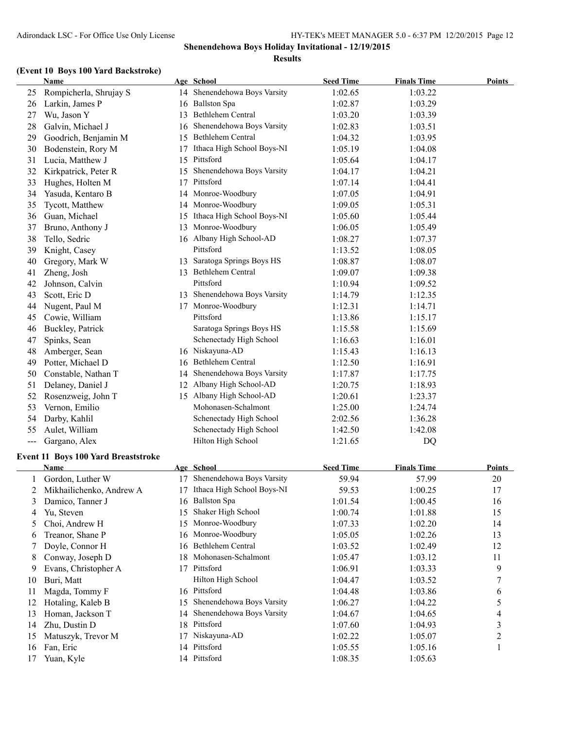Shenendehowa Boys Holiday Invitational - 12/19/2015

Results

### (Event 10 Boys 100 Yard Backstroke)

| | Name | Age | School | Seed Time | Finals Time | Points |
|---|---|---|---|---|---|---|
| 25 | Rompicherla, Shrujay S | 14 | Shenendehowa Boys Varsity | 1:02.65 | 1:03.22 | |
| 26 | Larkin, James P | 16 | Ballston Spa | 1:02.87 | 1:03.29 | |
| 27 | Wu, Jason Y | 13 | Bethlehem Central | 1:03.20 | 1:03.39 | |
| 28 | Galvin, Michael J | 16 | Shenendehowa Boys Varsity | 1:02.83 | 1:03.51 | |
| 29 | Goodrich, Benjamin M | 15 | Bethlehem Central | 1:04.32 | 1:03.95 | |
| 30 | Bodenstein, Rory M | 17 | Ithaca High School Boys-NI | 1:05.19 | 1:04.08 | |
| 31 | Lucia, Matthew J | 15 | Pittsford | 1:05.64 | 1:04.17 | |
| 32 | Kirkpatrick, Peter R | 15 | Shenendehowa Boys Varsity | 1:04.17 | 1:04.21 | |
| 33 | Hughes, Holten M | 17 | Pittsford | 1:07.14 | 1:04.41 | |
| 34 | Yasuda, Kentaro B | 14 | Monroe-Woodbury | 1:07.05 | 1:04.91 | |
| 35 | Tycott, Matthew | 14 | Monroe-Woodbury | 1:09.05 | 1:05.31 | |
| 36 | Guan, Michael | 15 | Ithaca High School Boys-NI | 1:05.60 | 1:05.44 | |
| 37 | Bruno, Anthony J | 13 | Monroe-Woodbury | 1:06.05 | 1:05.49 | |
| 38 | Tello, Sedric | 16 | Albany High School-AD | 1:08.27 | 1:07.37 | |
| 39 | Knight, Casey | | Pittsford | 1:13.52 | 1:08.05 | |
| 40 | Gregory, Mark W | 13 | Saratoga Springs Boys HS | 1:08.87 | 1:08.07 | |
| 41 | Zheng, Josh | 13 | Bethlehem Central | 1:09.07 | 1:09.38 | |
| 42 | Johnson, Calvin | | Pittsford | 1:10.94 | 1:09.52 | |
| 43 | Scott, Eric D | 13 | Shenendehowa Boys Varsity | 1:14.79 | 1:12.35 | |
| 44 | Nugent, Paul M | 17 | Monroe-Woodbury | 1:12.31 | 1:14.71 | |
| 45 | Cowie, William | | Pittsford | 1:13.86 | 1:15.17 | |
| 46 | Buckley, Patrick | | Saratoga Springs Boys HS | 1:15.58 | 1:15.69 | |
| 47 | Spinks, Sean | | Schenectady High School | 1:16.63 | 1:16.01 | |
| 48 | Amberger, Sean | 16 | Niskayuna-AD | 1:15.43 | 1:16.13 | |
| 49 | Potter, Michael D | 16 | Bethlehem Central | 1:12.50 | 1:16.91 | |
| 50 | Constable, Nathan T | 14 | Shenendehowa Boys Varsity | 1:17.87 | 1:17.75 | |
| 51 | Delaney, Daniel J | 12 | Albany High School-AD | 1:20.75 | 1:18.93 | |
| 52 | Rosenzweig, John T | 15 | Albany High School-AD | 1:20.61 | 1:23.37 | |
| 53 | Vernon, Emilio | | Mohonasen-Schalmont | 1:25.00 | 1:24.74 | |
| 54 | Darby, Kahlil | | Schenectady High School | 2:02.56 | 1:36.28 | |
| 55 | Aulet, William | | Schenectady High School | 1:42.50 | 1:42.08 | |
| --- | Gargano, Alex | | Hilton High School | 1:21.65 | DQ | |

### Event 11 Boys 100 Yard Breaststroke

| | Name | Age | School | Seed Time | Finals Time | Points |
|---|---|---|---|---|---|---|
| 1 | Gordon, Luther W | 17 | Shenendehowa Boys Varsity | 59.94 | 57.99 | 20 |
| 2 | Mikhailichenko, Andrew A | 17 | Ithaca High School Boys-NI | 59.53 | 1:00.25 | 17 |
| 3 | Damico, Tanner J | 16 | Ballston Spa | 1:01.54 | 1:00.45 | 16 |
| 4 | Yu, Steven | 15 | Shaker High School | 1:00.74 | 1:01.88 | 15 |
| 5 | Choi, Andrew H | 15 | Monroe-Woodbury | 1:07.33 | 1:02.20 | 14 |
| 6 | Treanor, Shane P | 16 | Monroe-Woodbury | 1:05.05 | 1:02.26 | 13 |
| 7 | Doyle, Connor H | 16 | Bethlehem Central | 1:03.52 | 1:02.49 | 12 |
| 8 | Conway, Joseph D | 18 | Mohonasen-Schalmont | 1:05.47 | 1:03.12 | 11 |
| 9 | Evans, Christopher A | 17 | Pittsford | 1:06.91 | 1:03.33 | 9 |
| 10 | Buri, Matt | | Hilton High School | 1:04.47 | 1:03.52 | 7 |
| 11 | Magda, Tommy F | 16 | Pittsford | 1:04.48 | 1:03.86 | 6 |
| 12 | Hotaling, Kaleb B | 15 | Shenendehowa Boys Varsity | 1:06.27 | 1:04.22 | 5 |
| 13 | Homan, Jackson T | 14 | Shenendehowa Boys Varsity | 1:04.67 | 1:04.65 | 4 |
| 14 | Zhu, Dustin D | 18 | Pittsford | 1:07.60 | 1:04.93 | 3 |
| 15 | Matuszyk, Trevor M | 17 | Niskayuna-AD | 1:02.22 | 1:05.07 | 2 |
| 16 | Fan, Eric | 14 | Pittsford | 1:05.55 | 1:05.16 | 1 |
| 17 | Yuan, Kyle | 14 | Pittsford | 1:08.35 | 1:05.63 | |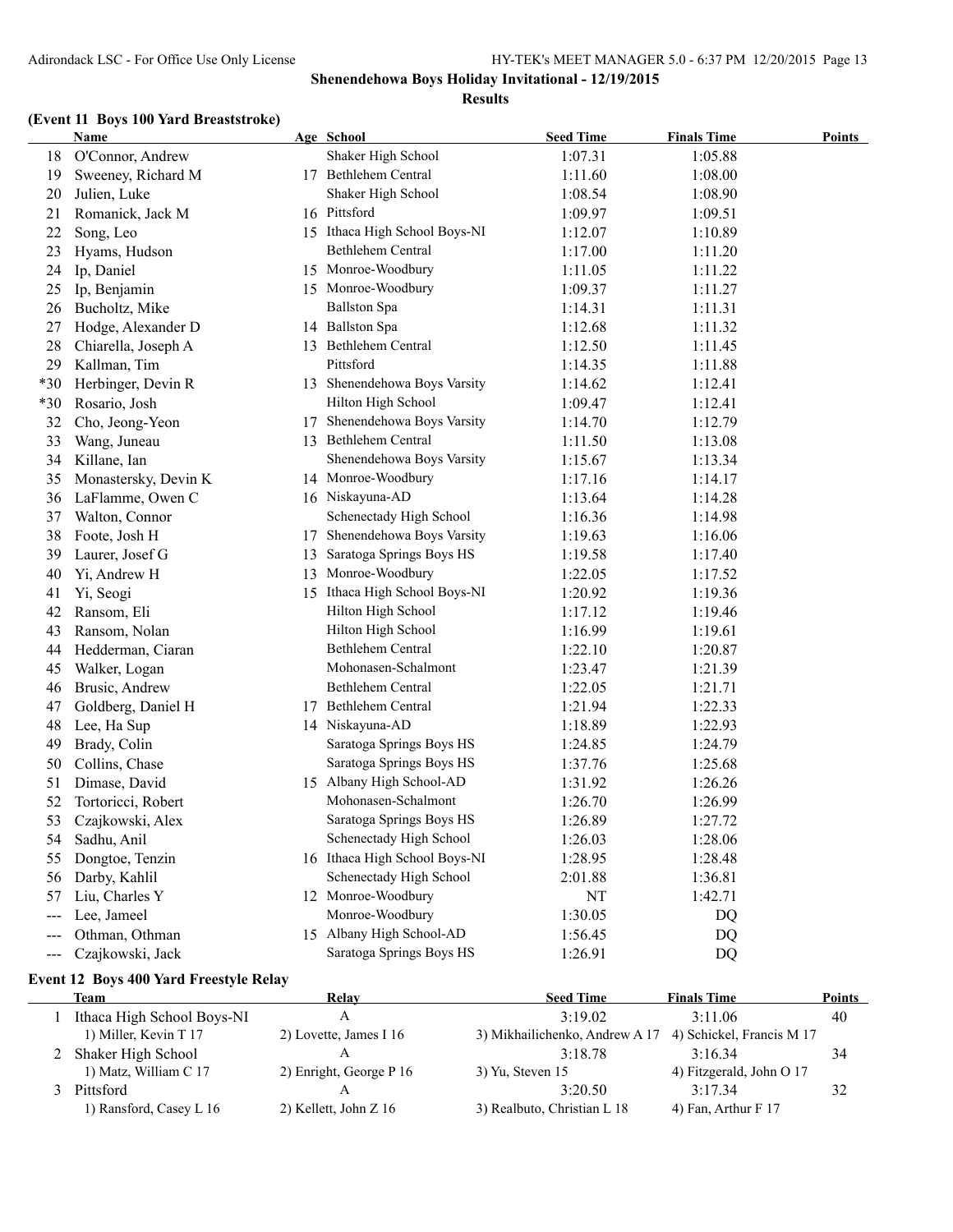**Shenendehowa Boys Holiday Invitational - 12/19/2015**

**Results**

### (Event 11 Boys 100 Yard Breaststroke)

| | Name | Age | School | Seed Time | Finals Time | Points |
|---|---|---|---|---|---|---|
| 18 | O'Connor, Andrew | | Shaker High School | 1:07.31 | 1:05.88 | |
| 19 | Sweeney, Richard M | 17 | Bethlehem Central | 1:11.60 | 1:08.00 | |
| 20 | Julien, Luke | | Shaker High School | 1:08.54 | 1:08.90 | |
| 21 | Romanick, Jack M | 16 | Pittsford | 1:09.97 | 1:09.51 | |
| 22 | Song, Leo | 15 | Ithaca High School Boys-NI | 1:12.07 | 1:10.89 | |
| 23 | Hyams, Hudson | | Bethlehem Central | 1:17.00 | 1:11.20 | |
| 24 | Ip, Daniel | 15 | Monroe-Woodbury | 1:11.05 | 1:11.22 | |
| 25 | Ip, Benjamin | 15 | Monroe-Woodbury | 1:09.37 | 1:11.27 | |
| 26 | Bucholtz, Mike | | Ballston Spa | 1:14.31 | 1:11.31 | |
| 27 | Hodge, Alexander D | 14 | Ballston Spa | 1:12.68 | 1:11.32 | |
| 28 | Chiarella, Joseph A | 13 | Bethlehem Central | 1:12.50 | 1:11.45 | |
| 29 | Kallman, Tim | | Pittsford | 1:14.35 | 1:11.88 | |
| *30 | Herbinger, Devin R | 13 | Shenendehowa Boys Varsity | 1:14.62 | 1:12.41 | |
| *30 | Rosario, Josh | | Hilton High School | 1:09.47 | 1:12.41 | |
| 32 | Cho, Jeong-Yeon | 17 | Shenendehowa Boys Varsity | 1:14.70 | 1:12.79 | |
| 33 | Wang, Juneau | 13 | Bethlehem Central | 1:11.50 | 1:13.08 | |
| 34 | Killane, Ian | | Shenendehowa Boys Varsity | 1:15.67 | 1:13.34 | |
| 35 | Monastersky, Devin K | 14 | Monroe-Woodbury | 1:17.16 | 1:14.17 | |
| 36 | LaFlamme, Owen C | 16 | Niskayuna-AD | 1:13.64 | 1:14.28 | |
| 37 | Walton, Connor | | Schenectady High School | 1:16.36 | 1:14.98 | |
| 38 | Foote, Josh H | 17 | Shenendehowa Boys Varsity | 1:19.63 | 1:16.06 | |
| 39 | Laurer, Josef G | 13 | Saratoga Springs Boys HS | 1:19.58 | 1:17.40 | |
| 40 | Yi, Andrew H | 13 | Monroe-Woodbury | 1:22.05 | 1:17.52 | |
| 41 | Yi, Seogi | 15 | Ithaca High School Boys-NI | 1:20.92 | 1:19.36 | |
| 42 | Ransom, Eli | | Hilton High School | 1:17.12 | 1:19.46 | |
| 43 | Ransom, Nolan | | Hilton High School | 1:16.99 | 1:19.61 | |
| 44 | Hedderman, Ciaran | | Bethlehem Central | 1:22.10 | 1:20.87 | |
| 45 | Walker, Logan | | Mohonasen-Schalmont | 1:23.47 | 1:21.39 | |
| 46 | Brusic, Andrew | | Bethlehem Central | 1:22.05 | 1:21.71 | |
| 47 | Goldberg, Daniel H | 17 | Bethlehem Central | 1:21.94 | 1:22.33 | |
| 48 | Lee, Ha Sup | 14 | Niskayuna-AD | 1:18.89 | 1:22.93 | |
| 49 | Brady, Colin | | Saratoga Springs Boys HS | 1:24.85 | 1:24.79 | |
| 50 | Collins, Chase | | Saratoga Springs Boys HS | 1:37.76 | 1:25.68 | |
| 51 | Dimase, David | 15 | Albany High School-AD | 1:31.92 | 1:26.26 | |
| 52 | Tortoricci, Robert | | Mohonasen-Schalmont | 1:26.70 | 1:26.99 | |
| 53 | Czajkowski, Alex | | Saratoga Springs Boys HS | 1:26.89 | 1:27.72 | |
| 54 | Sadhu, Anil | | Schenectady High School | 1:26.03 | 1:28.06 | |
| 55 | Dongtoe, Tenzin | 16 | Ithaca High School Boys-NI | 1:28.95 | 1:28.48 | |
| 56 | Darby, Kahlil | | Schenectady High School | 2:01.88 | 1:36.81 | |
| 57 | Liu, Charles Y | 12 | Monroe-Woodbury | NT | 1:42.71 | |
| --- | Lee, Jameel | | Monroe-Woodbury | 1:30.05 | DQ | |
| --- | Othman, Othman | 15 | Albany High School-AD | 1:56.45 | DQ | |
| --- | Czajkowski, Jack | | Saratoga Springs Boys HS | 1:26.91 | DQ | |

### Event 12 Boys 400 Yard Freestyle Relay

| | Team | Relay | Seed Time | Finals Time | Points |
|---|---|---|---|---|---|
| 1 | Ithaca High School Boys-NI | A | 3:19.02 | 3:11.06 | 40 |
| | 1) Miller, Kevin T 17 | 2) Lovette, James I 16 | 3) Mikhailichenko, Andrew A 17 | 4) Schickel, Francis M 17 | |
| 2 | Shaker High School | A | 3:18.78 | 3:16.34 | 34 |
| | 1) Matz, William C 17 | 2) Enright, George P 16 | 3) Yu, Steven 15 | 4) Fitzgerald, John O 17 | |
| 3 | Pittsford | A | 3:20.50 | 3:17.34 | 32 |
| | 1) Ransford, Casey L 16 | 2) Kellett, John Z 16 | 3) Realbuto, Christian L 18 | 4) Fan, Arthur F 17 | |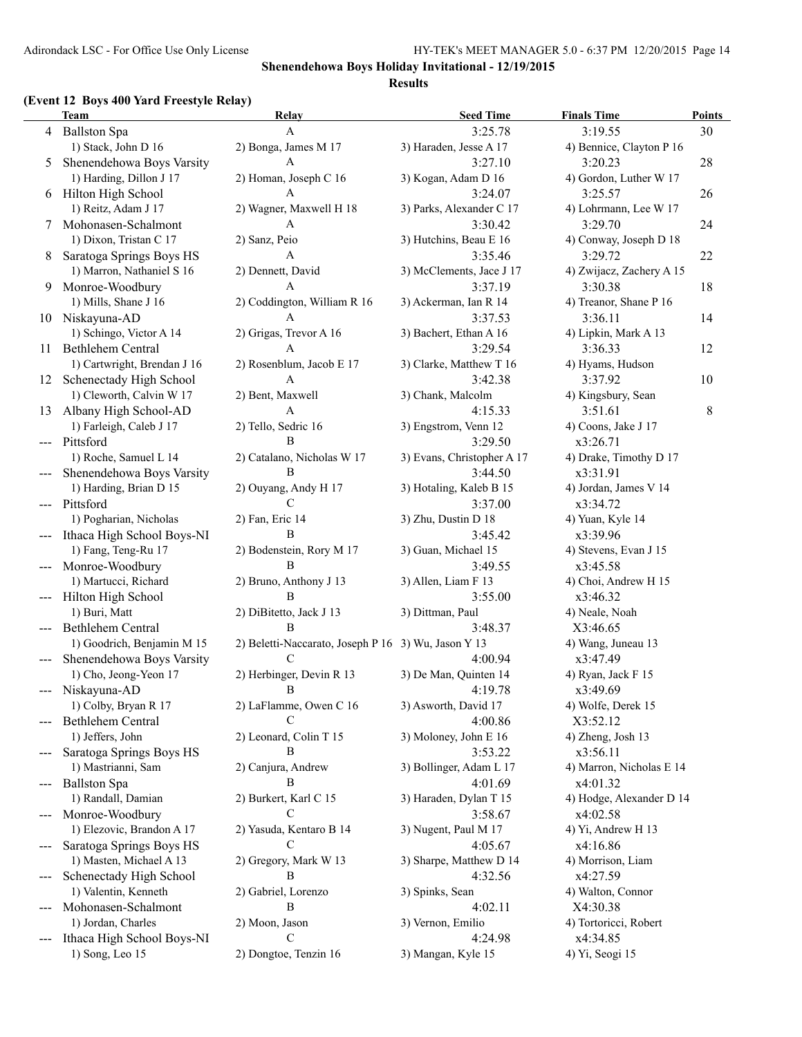**Shenendehowa Boys Holiday Invitational - 12/19/2015**

**Results**

### (Event 12 Boys 400 Yard Freestyle Relay)

| | Team | Relay | Seed Time | Finals Time | Points |
|---|---|---|---|---|---|
| 4 | Ballston Spa | A | 3:25.78 | 3:19.55 | 30 |
| | 1) Stack, John D 16 | 2) Bonga, James M 17 | 3) Haraden, Jesse A 17 | 4) Bennice, Clayton P 16 | |
| 5 | Shenendehowa Boys Varsity | A | 3:27.10 | 3:20.23 | 28 |
| | 1) Harding, Dillon J 17 | 2) Homan, Joseph C 16 | 3) Kogan, Adam D 16 | 4) Gordon, Luther W 17 | |
| 6 | Hilton High School | A | 3:24.07 | 3:25.57 | 26 |
| | 1) Reitz, Adam J 17 | 2) Wagner, Maxwell H 18 | 3) Parks, Alexander C 17 | 4) Lohrmann, Lee W 17 | |
| 7 | Mohonasen-Schalmont | A | 3:30.42 | 3:29.70 | 24 |
| | 1) Dixon, Tristan C 17 | 2) Sanz, Peio | 3) Hutchins, Beau E 16 | 4) Conway, Joseph D 18 | |
| 8 | Saratoga Springs Boys HS | A | 3:35.46 | 3:29.72 | 22 |
| | 1) Marron, Nathaniel S 16 | 2) Dennett, David | 3) McClements, Jace J 17 | 4) Zwijacz, Zachery A 15 | |
| 9 | Monroe-Woodbury | A | 3:37.19 | 3:30.38 | 18 |
| | 1) Mills, Shane J 16 | 2) Coddington, William R 16 | 3) Ackerman, Ian R 14 | 4) Treanor, Shane P 16 | |
| 10 | Niskayuna-AD | A | 3:37.53 | 3:36.11 | 14 |
| | 1) Schingo, Victor A 14 | 2) Grigas, Trevor A 16 | 3) Bachert, Ethan A 16 | 4) Lipkin, Mark A 13 | |
| 11 | Bethlehem Central | A | 3:29.54 | 3:36.33 | 12 |
| | 1) Cartwright, Brendan J 16 | 2) Rosenblum, Jacob E 17 | 3) Clarke, Matthew T 16 | 4) Hyams, Hudson | |
| 12 | Schenectady High School | A | 3:42.38 | 3:37.92 | 10 |
| | 1) Cleworth, Calvin W 17 | 2) Bent, Maxwell | 3) Chank, Malcolm | 4) Kingsbury, Sean | |
| 13 | Albany High School-AD | A | 4:15.33 | 3:51.61 | 8 |
| | 1) Farleigh, Caleb J 17 | 2) Tello, Sedric 16 | 3) Engstrom, Venn 12 | 4) Coons, Jake J 17 | |
| --- | Pittsford | B | 3:29.50 | x3:26.71 | |
| | 1) Roche, Samuel L 14 | 2) Catalano, Nicholas W 17 | 3) Evans, Christopher A 17 | 4) Drake, Timothy D 17 | |
| --- | Shenendehowa Boys Varsity | B | 3:44.50 | x3:31.91 | |
| | 1) Harding, Brian D 15 | 2) Ouyang, Andy H 17 | 3) Hotaling, Kaleb B 15 | 4) Jordan, James V 14 | |
| --- | Pittsford | C | 3:37.00 | x3:34.72 | |
| | 1) Pogharian, Nicholas | 2) Fan, Eric 14 | 3) Zhu, Dustin D 18 | 4) Yuan, Kyle 14 | |
| --- | Ithaca High School Boys-NI | B | 3:45.42 | x3:39.96 | |
| | 1) Fang, Teng-Ru 17 | 2) Bodenstein, Rory M 17 | 3) Guan, Michael 15 | 4) Stevens, Evan J 15 | |
| --- | Monroe-Woodbury | B | 3:49.55 | x3:45.58 | |
| | 1) Martucci, Richard | 2) Bruno, Anthony J 13 | 3) Allen, Liam F 13 | 4) Choi, Andrew H 15 | |
| --- | Hilton High School | B | 3:55.00 | x3:46.32 | |
| | 1) Buri, Matt | 2) DiBitetto, Jack J 13 | 3) Dittman, Paul | 4) Neale, Noah | |
| --- | Bethlehem Central | B | 3:48.37 | X3:46.65 | |
| | 1) Goodrich, Benjamin M 15 | 2) Beletti-Naccarato, Joseph P 16 | 3) Wu, Jason Y 13 | 4) Wang, Juneau 13 | |
| --- | Shenendehowa Boys Varsity | C | 4:00.94 | x3:47.49 | |
| | 1) Cho, Jeong-Yeon 17 | 2) Herbinger, Devin R 13 | 3) De Man, Quinten 14 | 4) Ryan, Jack F 15 | |
| --- | Niskayuna-AD | B | 4:19.78 | x3:49.69 | |
| | 1) Colby, Bryan R 17 | 2) LaFlamme, Owen C 16 | 3) Asworth, David 17 | 4) Wolfe, Derek 15 | |
| --- | Bethlehem Central | C | 4:00.86 | X3:52.12 | |
| | 1) Jeffers, John | 2) Leonard, Colin T 15 | 3) Moloney, John E 16 | 4) Zheng, Josh 13 | |
| --- | Saratoga Springs Boys HS | B | 3:53.22 | x3:56.11 | |
| | 1) Mastrianni, Sam | 2) Canjura, Andrew | 3) Bollinger, Adam L 17 | 4) Marron, Nicholas E 14 | |
| --- | Ballston Spa | B | 4:01.69 | x4:01.32 | |
| | 1) Randall, Damian | 2) Burkert, Karl C 15 | 3) Haraden, Dylan T 15 | 4) Hodge, Alexander D 14 | |
| --- | Monroe-Woodbury | C | 3:58.67 | x4:02.58 | |
| | 1) Elezovic, Brandon A 17 | 2) Yasuda, Kentaro B 14 | 3) Nugent, Paul M 17 | 4) Yi, Andrew H 13 | |
| --- | Saratoga Springs Boys HS | C | 4:05.67 | x4:16.86 | |
| | 1) Masten, Michael A 13 | 2) Gregory, Mark W 13 | 3) Sharpe, Matthew D 14 | 4) Morrison, Liam | |
| --- | Schenectady High School | B | 4:32.56 | x4:27.59 | |
| | 1) Valentin, Kenneth | 2) Gabriel, Lorenzo | 3) Spinks, Sean | 4) Walton, Connor | |
| --- | Mohonasen-Schalmont | B | 4:02.11 | X4:30.38 | |
| | 1) Jordan, Charles | 2) Moon, Jason | 3) Vernon, Emilio | 4) Tortoricci, Robert | |
| --- | Ithaca High School Boys-NI | C | 4:24.98 | x4:34.85 | |
| | 1) Song, Leo 15 | 2) Dongtoe, Tenzin 16 | 3) Mangan, Kyle 15 | 4) Yi, Seogi 15 | |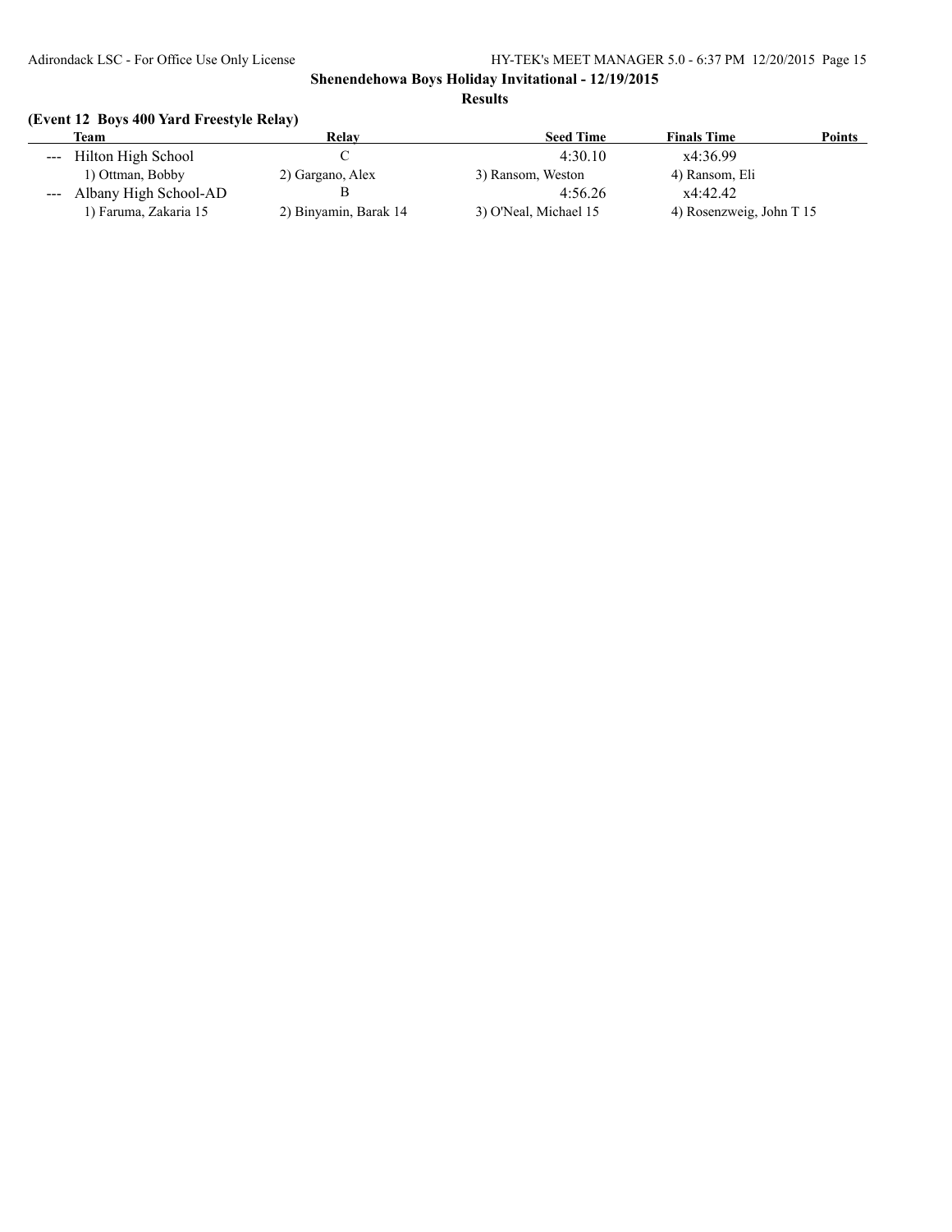## Shenendehowa Boys Holiday Invitational - 12/19/2015

### Results

**(Event 12 Boys 400 Yard Freestyle Relay)**

| | Team | Relay | Seed Time | Finals Time | Points |
|---|---|---|---|---|---|
| --- | Hilton High School | C | 4:30.10 | x4:36.99 | |
| | 1) Ottman, Bobby | 2) Gargano, Alex | 3) Ransom, Weston | 4) Ransom, Eli | |
| --- | Albany High School-AD | B | 4:56.26 | x4:42.42 | |
| | 1) Faruma, Zakaria 15 | 2) Binyamin, Barak 14 | 3) O'Neal, Michael 15 | 4) Rosenzweig, John T 15 | |